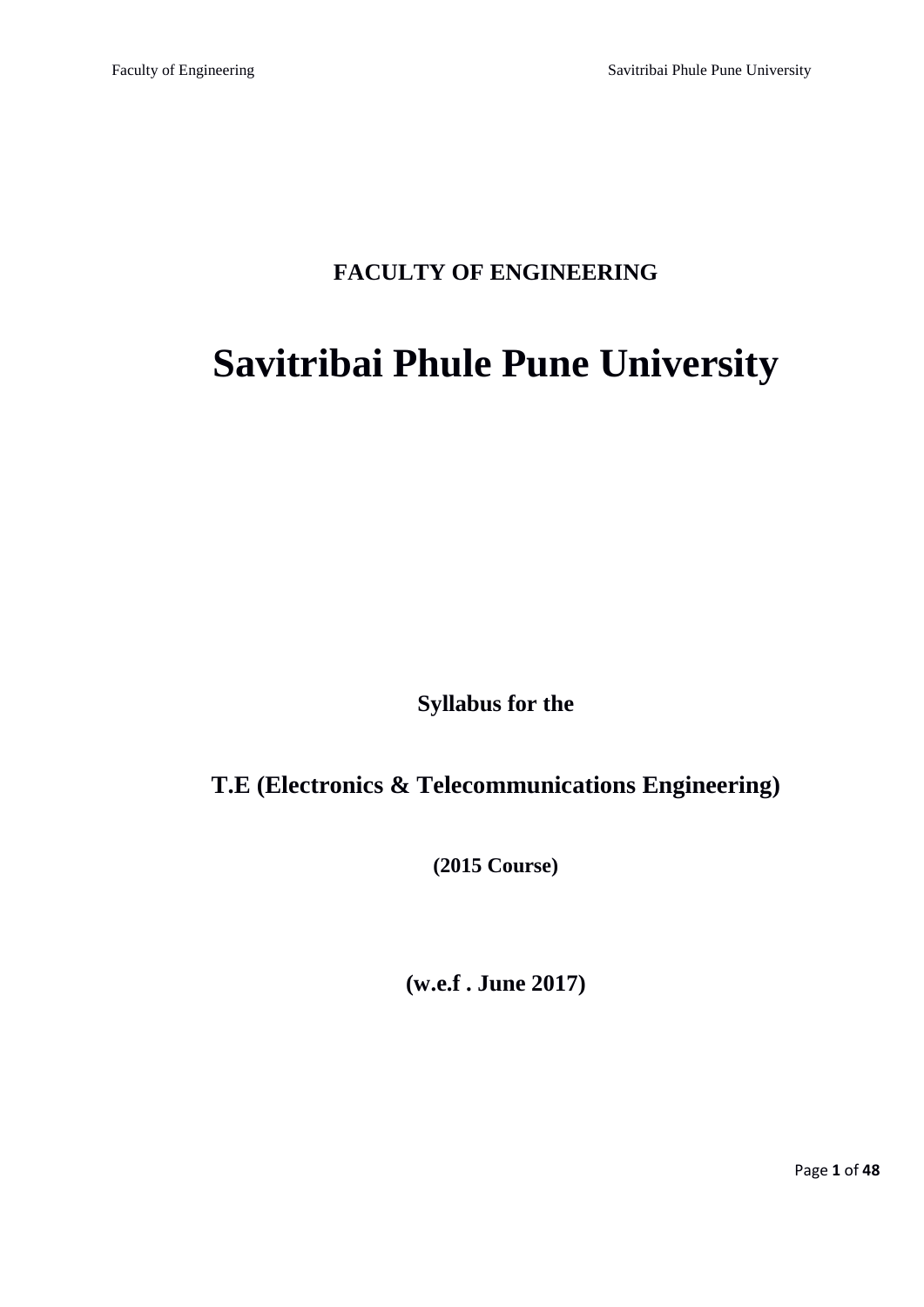**FACULTY OF ENGINEERING**

# Savitribai Phule Pune University

**Syllabus for the**

## T.E (Electronics & Telecommunications Engineering)

**(2015 Course)**

**(w.e.f . June 2017)**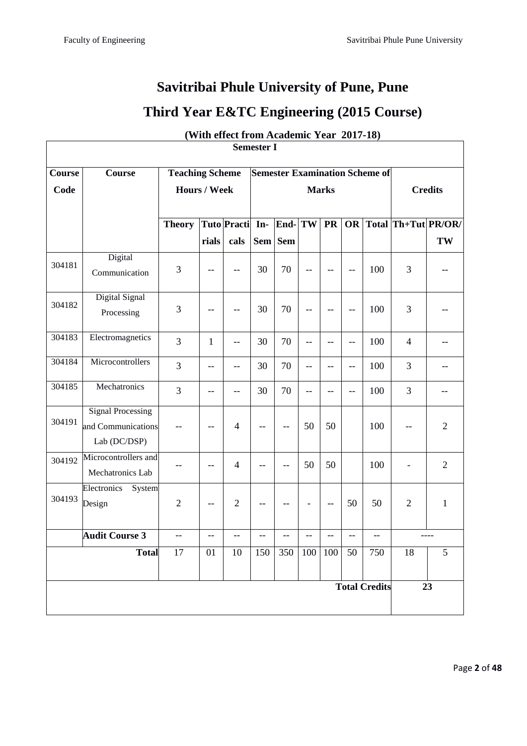# Savitribai Phule University of Pune, Pune

# Third Year E&TC Engineering (2015 Course)

**(With effect from Academic Year 2017-18)**

**Semester I**

| Course Code | Course | Teaching Scheme Hours / Week | | | Semester Examination Scheme of Marks | | | | | | Credits | |
|---|---|---|---|---|---|---|---|---|---|---|---|---|
| | | Theory | Tutorials | Practicals | In-Sem | End-Sem | TW | PR | OR | Total | Th+Tut | PR/OR/TW |
| 304181 | Digital Communication | 3 | -- | -- | 30 | 70 | -- | -- | -- | 100 | 3 | -- |
| 304182 | Digital Signal Processing | 3 | -- | -- | 30 | 70 | -- | -- | -- | 100 | 3 | -- |
| 304183 | Electromagnetics | 3 | 1 | -- | 30 | 70 | -- | -- | -- | 100 | 4 | -- |
| 304184 | Microcontrollers | 3 | -- | -- | 30 | 70 | -- | -- | -- | 100 | 3 | -- |
| 304185 | Mechatronics | 3 | -- | -- | 30 | 70 | -- | -- | -- | 100 | 3 | -- |
| 304191 | Signal Processing and Communications Lab (DC/DSP) | -- | -- | 4 | -- | -- | 50 | 50 | | 100 | -- | 2 |
| 304192 | Microcontrollers and Mechatronics Lab | -- | -- | 4 | -- | -- | 50 | 50 | | 100 | - | 2 |
| 304193 | Electronics System Design | 2 | -- | 2 | -- | -- | - | -- | 50 | 50 | 2 | 1 |
| | **Audit Course 3** | -- | -- | -- | -- | -- | -- | -- | -- | -- | ---- | |
| | **Total** | 17 | 01 | 10 | 150 | 350 | 100 | 100 | 50 | 750 | 18 | 5 |
| | | | | | | | | | | **Total Credits** | 23 | |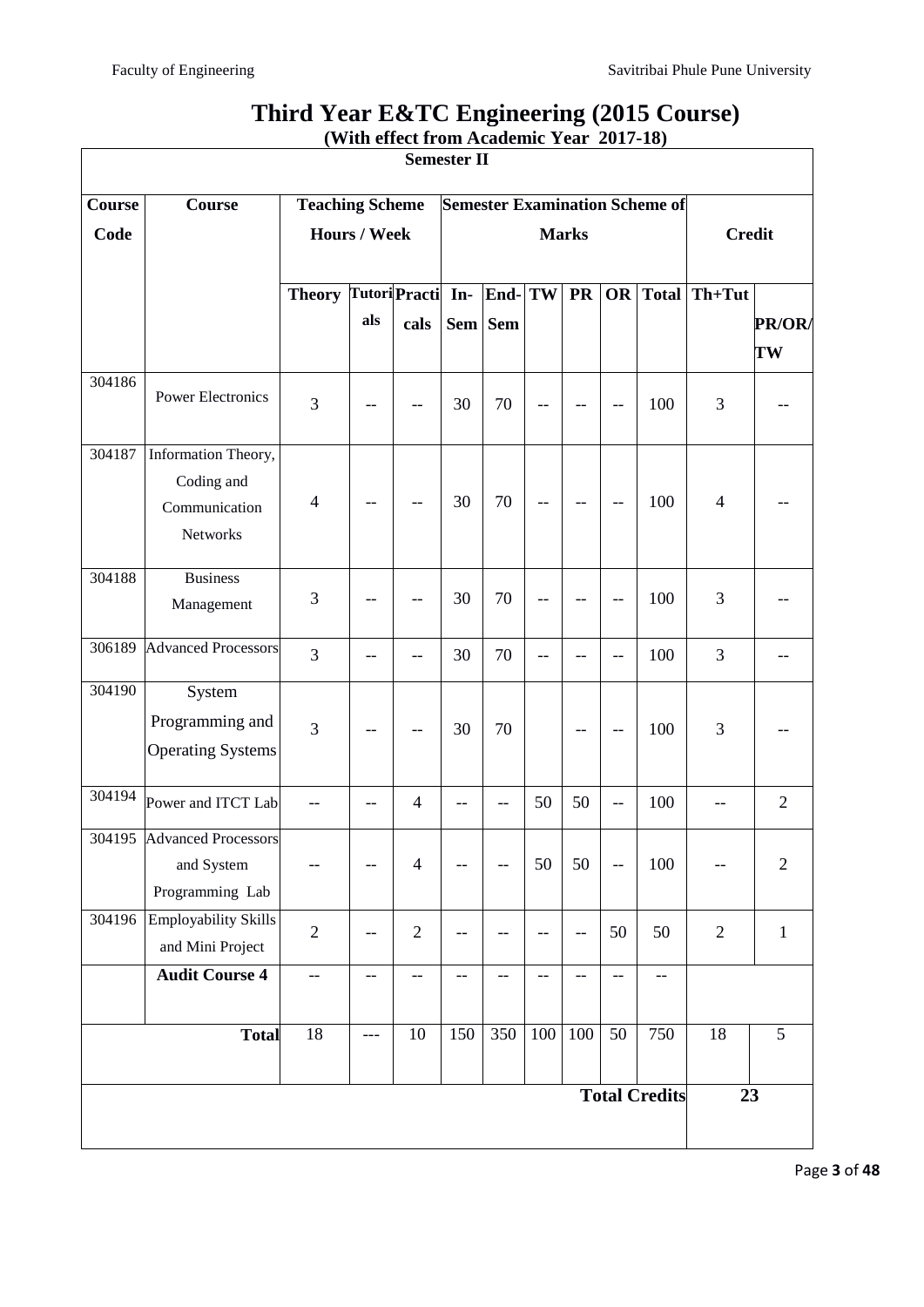# Third Year E&TC Engineering (2015 Course)

**(With effect from Academic Year 2017-18)**

| Semester II | | | | | | | | | | | | | |
|---|---|---|---|---|---|---|---|---|---|---|---|---|---|
| **Course Code** | **Course** | **Teaching Scheme Hours / Week** | | | **Semester Examination Scheme of Marks** | | | | | | **Credit** | | |
| | | **Theory** | **Tutorials** | **Practicals** | **In-Sem** | **End-Sem** | **TW** | **PR** | **OR** | **Total** | **Th+Tut** | **PR/OR/TW** |
| 304186 | Power Electronics | 3 | -- | -- | 30 | 70 | -- | -- | -- | 100 | 3 | -- |
| 304187 | Information Theory, Coding and Communication Networks | 4 | -- | -- | 30 | 70 | -- | -- | -- | 100 | 4 | -- |
| 304188 | Business Management | 3 | -- | -- | 30 | 70 | -- | -- | -- | 100 | 3 | -- |
| 306189 | Advanced Processors | 3 | -- | -- | 30 | 70 | -- | -- | -- | 100 | 3 | -- |
| 304190 | System Programming and Operating Systems | 3 | -- | -- | 30 | 70 | | -- | -- | 100 | 3 | -- |
| 304194 | Power and ITCT Lab | -- | -- | 4 | -- | -- | 50 | 50 | -- | 100 | -- | 2 |
| 304195 | Advanced Processors and System Programming Lab | -- | -- | 4 | -- | -- | 50 | 50 | -- | 100 | -- | 2 |
| 304196 | Employability Skills and Mini Project | 2 | -- | 2 | -- | -- | -- | -- | 50 | 50 | 2 | 1 |
| | **Audit Course 4** | -- | -- | -- | -- | -- | -- | -- | -- | -- | | |
| | **Total** | 18 | --- | 10 | 150 | 350 | 100 | 100 | 50 | 750 | 18 | 5 |
| | | | | | | | | | | **Total Credits** | 23 | |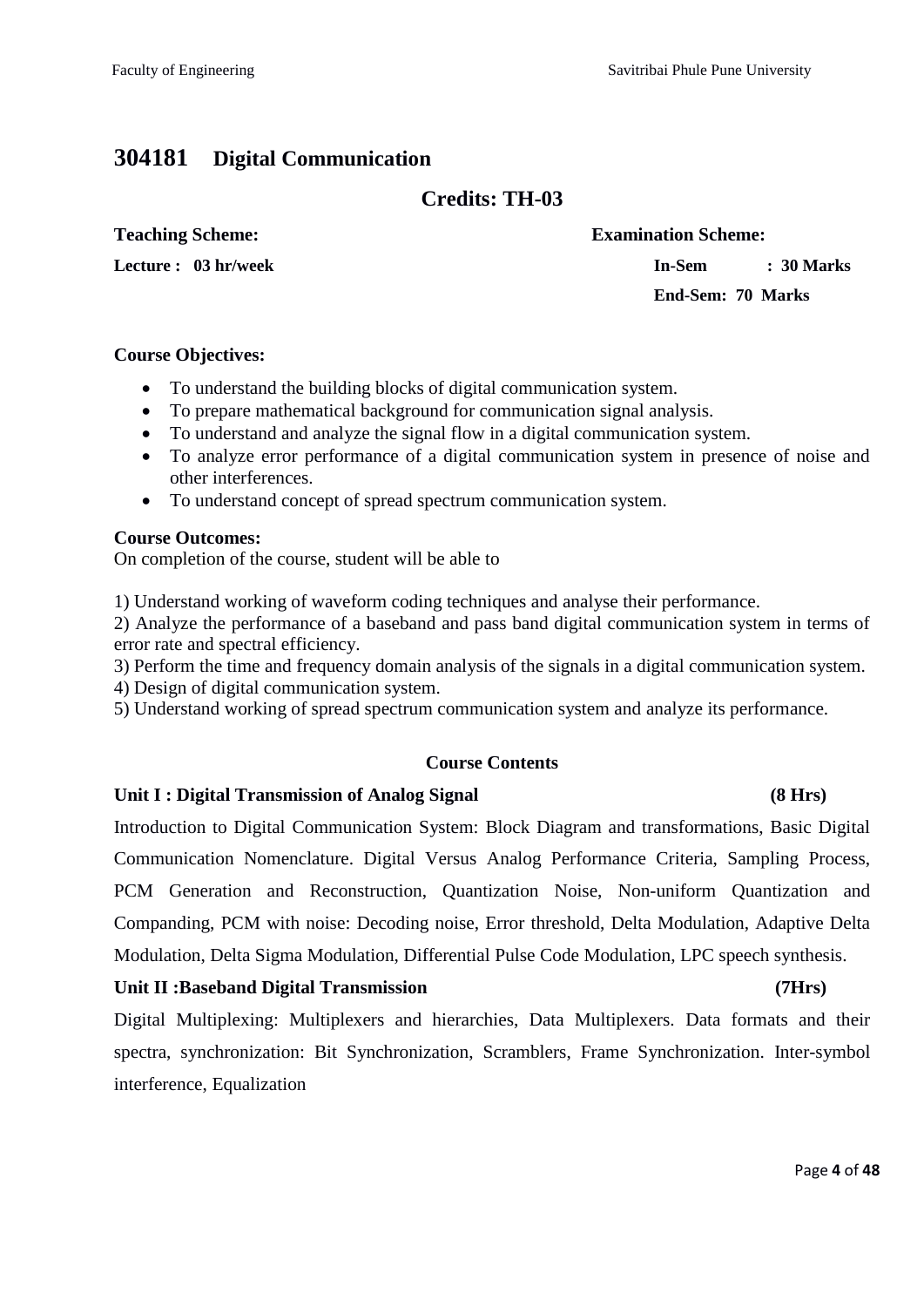# 304181 Digital Communication

## Credits: TH-03

| **Teaching Scheme:** | **Examination Scheme:** |
|---|---|
| **Lecture : 03 hr/week** | **In-Sem : 30 Marks** |
| | **End-Sem: 70 Marks** |

**Course Objectives:**

- To understand the building blocks of digital communication system.
- To prepare mathematical background for communication signal analysis.
- To understand and analyze the signal flow in a digital communication system.
- To analyze error performance of a digital communication system in presence of noise and other interferences.
- To understand concept of spread spectrum communication system.

**Course Outcomes:**

On completion of the course, student will be able to

1) Understand working of waveform coding techniques and analyse their performance.
2) Analyze the performance of a baseband and pass band digital communication system in terms of error rate and spectral efficiency.
3) Perform the time and frequency domain analysis of the signals in a digital communication system.
4) Design of digital communication system.
5) Understand working of spread spectrum communication system and analyze its performance.

**Course Contents**

**Unit I : Digital Transmission of Analog Signal (8 Hrs)**

Introduction to Digital Communication System: Block Diagram and transformations, Basic Digital Communication Nomenclature. Digital Versus Analog Performance Criteria, Sampling Process, PCM Generation and Reconstruction, Quantization Noise, Non-uniform Quantization and Companding, PCM with noise: Decoding noise, Error threshold, Delta Modulation, Adaptive Delta Modulation, Delta Sigma Modulation, Differential Pulse Code Modulation, LPC speech synthesis.

**Unit II :Baseband Digital Transmission (7Hrs)**

Digital Multiplexing: Multiplexers and hierarchies, Data Multiplexers. Data formats and their spectra, synchronization: Bit Synchronization, Scramblers, Frame Synchronization. Inter-symbol interference, Equalization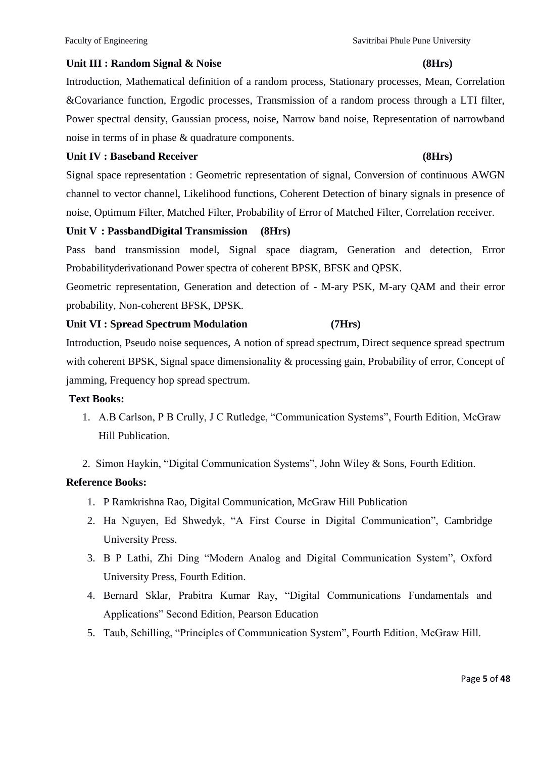**Unit III : Random Signal & Noise (8Hrs)**

Introduction, Mathematical definition of a random process, Stationary processes, Mean, Correlation &Covariance function, Ergodic processes, Transmission of a random process through a LTI filter, Power spectral density, Gaussian process, noise, Narrow band noise, Representation of narrowband noise in terms of in phase & quadrature components.

**Unit IV : Baseband Receiver (8Hrs)**

Signal space representation : Geometric representation of signal, Conversion of continuous AWGN channel to vector channel, Likelihood functions, Coherent Detection of binary signals in presence of noise, Optimum Filter, Matched Filter, Probability of Error of Matched Filter, Correlation receiver.

**Unit V : PassbandDigital Transmission (8Hrs)**

Pass band transmission model, Signal space diagram, Generation and detection, Error Probabilityderivationand Power spectra of coherent BPSK, BFSK and QPSK.

Geometric representation, Generation and detection of - M-ary PSK, M-ary QAM and their error probability, Non-coherent BFSK, DPSK.

**Unit VI : Spread Spectrum Modulation (7Hrs)**

Introduction, Pseudo noise sequences, A notion of spread spectrum, Direct sequence spread spectrum with coherent BPSK, Signal space dimensionality & processing gain, Probability of error, Concept of jamming, Frequency hop spread spectrum.

**Text Books:**

1. A.B Carlson, P B Crully, J C Rutledge, "Communication Systems", Fourth Edition, McGraw Hill Publication.
2. Simon Haykin, "Digital Communication Systems", John Wiley & Sons, Fourth Edition.

**Reference Books:**

1. P Ramkrishna Rao, Digital Communication, McGraw Hill Publication
2. Ha Nguyen, Ed Shwedyk, "A First Course in Digital Communication", Cambridge University Press.
3. B P Lathi, Zhi Ding "Modern Analog and Digital Communication System", Oxford University Press, Fourth Edition.
4. Bernard Sklar, Prabitra Kumar Ray, "Digital Communications Fundamentals and Applications" Second Edition, Pearson Education
5. Taub, Schilling, "Principles of Communication System", Fourth Edition, McGraw Hill.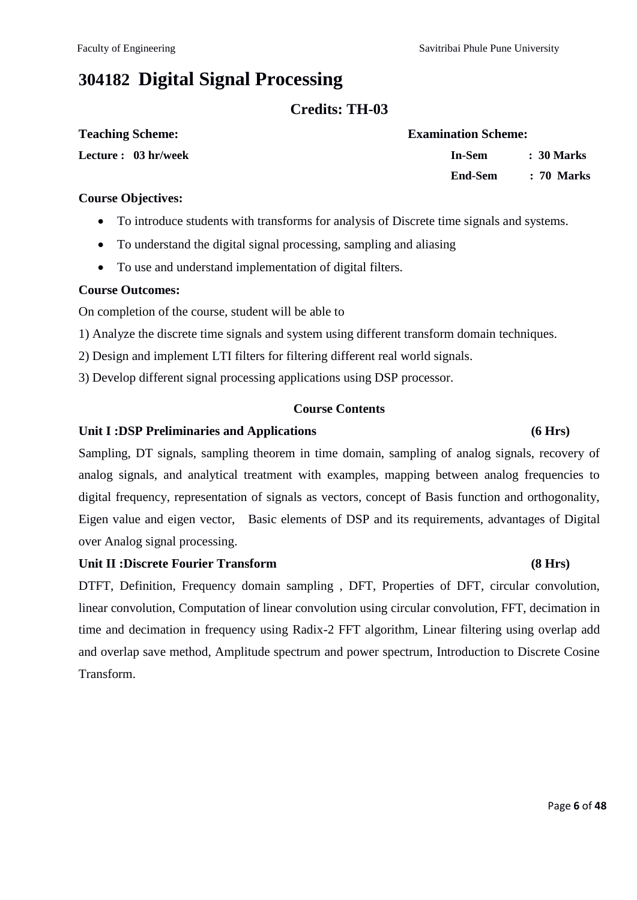# 304182 Digital Signal Processing

## Credits: TH-03

| **Teaching Scheme:** | **Examination Scheme:** | |
|---|---|---|
| **Lecture : 03 hr/week** | **In-Sem** | **: 30 Marks** |
| | **End-Sem** | **: 70 Marks** |

**Course Objectives:**

- To introduce students with transforms for analysis of Discrete time signals and systems.
- To understand the digital signal processing, sampling and aliasing
- To use and understand implementation of digital filters.

**Course Outcomes:**

On completion of the course, student will be able to

1) Analyze the discrete time signals and system using different transform domain techniques.

2) Design and implement LTI filters for filtering different real world signals.

3) Develop different signal processing applications using DSP processor.

**Course Contents**

**Unit I :DSP Preliminaries and Applications (6 Hrs)**

Sampling, DT signals, sampling theorem in time domain, sampling of analog signals, recovery of analog signals, and analytical treatment with examples, mapping between analog frequencies to digital frequency, representation of signals as vectors, concept of Basis function and orthogonality, Eigen value and eigen vector, Basic elements of DSP and its requirements, advantages of Digital over Analog signal processing.

**Unit II :Discrete Fourier Transform (8 Hrs)**

DTFT, Definition, Frequency domain sampling , DFT, Properties of DFT, circular convolution, linear convolution, Computation of linear convolution using circular convolution, FFT, decimation in time and decimation in frequency using Radix-2 FFT algorithm, Linear filtering using overlap add and overlap save method, Amplitude spectrum and power spectrum, Introduction to Discrete Cosine Transform.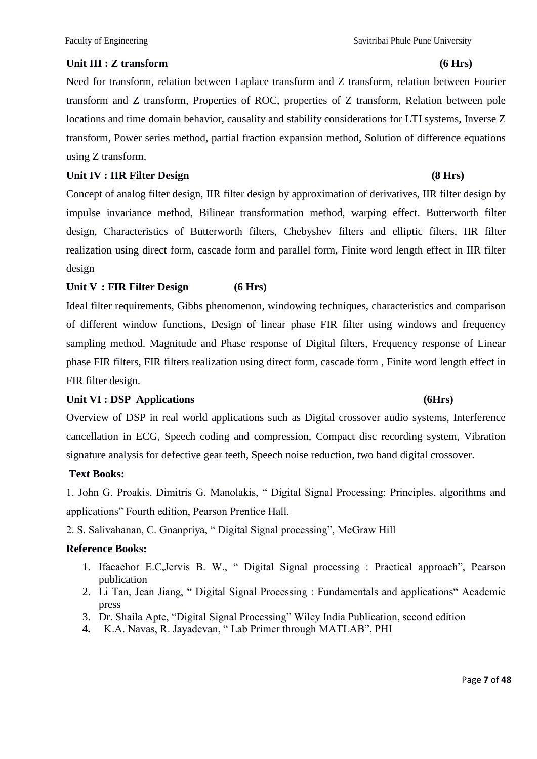**Unit III : Z transform (6 Hrs)**

Need for transform, relation between Laplace transform and Z transform, relation between Fourier transform and Z transform, Properties of ROC, properties of Z transform, Relation between pole locations and time domain behavior, causality and stability considerations for LTI systems, Inverse Z transform, Power series method, partial fraction expansion method, Solution of difference equations using Z transform.

**Unit IV : IIR Filter Design (8 Hrs)**

Concept of analog filter design, IIR filter design by approximation of derivatives, IIR filter design by impulse invariance method, Bilinear transformation method, warping effect. Butterworth filter design, Characteristics of Butterworth filters, Chebyshev filters and elliptic filters, IIR filter realization using direct form, cascade form and parallel form, Finite word length effect in IIR filter design

**Unit V : FIR Filter Design (6 Hrs)**

Ideal filter requirements, Gibbs phenomenon, windowing techniques, characteristics and comparison of different window functions, Design of linear phase FIR filter using windows and frequency sampling method. Magnitude and Phase response of Digital filters, Frequency response of Linear phase FIR filters, FIR filters realization using direct form, cascade form , Finite word length effect in FIR filter design.

**Unit VI : DSP Applications (6Hrs)**

Overview of DSP in real world applications such as Digital crossover audio systems, Interference cancellation in ECG, Speech coding and compression, Compact disc recording system, Vibration signature analysis for defective gear teeth, Speech noise reduction, two band digital crossover.

**Text Books:**

1. John G. Proakis, Dimitris G. Manolakis, " Digital Signal Processing: Principles, algorithms and applications" Fourth edition, Pearson Prentice Hall.
2. S. Salivahanan, C. Gnanpriya, " Digital Signal processing", McGraw Hill

**Reference Books:**

1. Ifaeachor E.C,Jervis B. W., " Digital Signal processing : Practical approach", Pearson publication
2. Li Tan, Jean Jiang, " Digital Signal Processing : Fundamentals and applications" Academic press
3. Dr. Shaila Apte, "Digital Signal Processing" Wiley India Publication, second edition
4. K.A. Navas, R. Jayadevan, " Lab Primer through MATLAB", PHI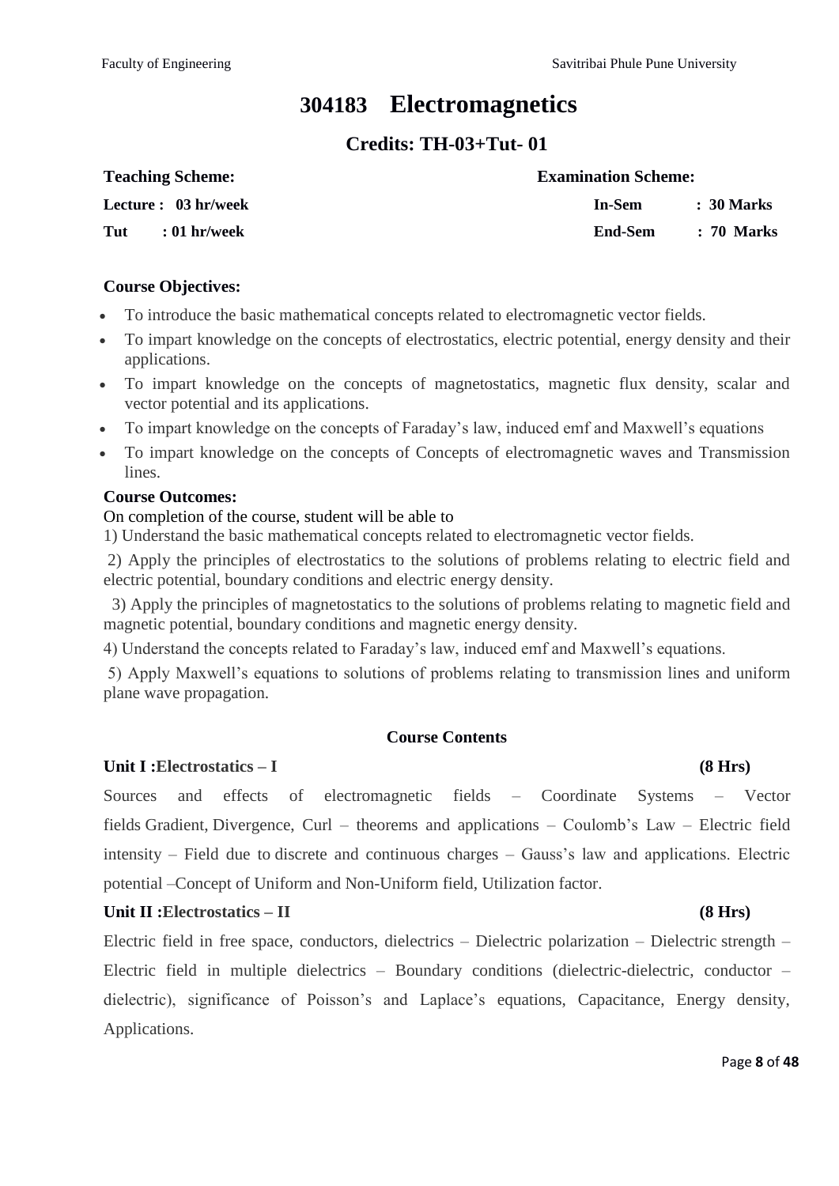# 304183 Electromagnetics

## Credits: TH-03+Tut- 01

| **Teaching Scheme:** | **Examination Scheme:** |
|---|---|
| **Lecture : 03 hr/week** | **In-Sem : 30 Marks** |
| **Tut : 01 hr/week** | **End-Sem : 70 Marks** |

**Course Objectives:**

- To introduce the basic mathematical concepts related to electromagnetic vector fields.
- To impart knowledge on the concepts of electrostatics, electric potential, energy density and their applications.
- To impart knowledge on the concepts of magnetostatics, magnetic flux density, scalar and vector potential and its applications.
- To impart knowledge on the concepts of Faraday's law, induced emf and Maxwell's equations
- To impart knowledge on the concepts of Concepts of electromagnetic waves and Transmission lines.

**Course Outcomes:**

On completion of the course, student will be able to

1) Understand the basic mathematical concepts related to electromagnetic vector fields.

2) Apply the principles of electrostatics to the solutions of problems relating to electric field and electric potential, boundary conditions and electric energy density.

3) Apply the principles of magnetostatics to the solutions of problems relating to magnetic field and magnetic potential, boundary conditions and magnetic energy density.

4) Understand the concepts related to Faraday's law, induced emf and Maxwell's equations.

5) Apply Maxwell's equations to solutions of problems relating to transmission lines and uniform plane wave propagation.

**Course Contents**

**Unit I :Electrostatics – I (8 Hrs)**

Sources and effects of electromagnetic fields – Coordinate Systems – Vector fields Gradient, Divergence, Curl – theorems and applications – Coulomb's Law – Electric field intensity – Field due to discrete and continuous charges – Gauss's law and applications. Electric potential –Concept of Uniform and Non-Uniform field, Utilization factor.

**Unit II :Electrostatics – II (8 Hrs)**

Electric field in free space, conductors, dielectrics – Dielectric polarization – Dielectric strength – Electric field in multiple dielectrics – Boundary conditions (dielectric-dielectric, conductor – dielectric), significance of Poisson's and Laplace's equations, Capacitance, Energy density, Applications.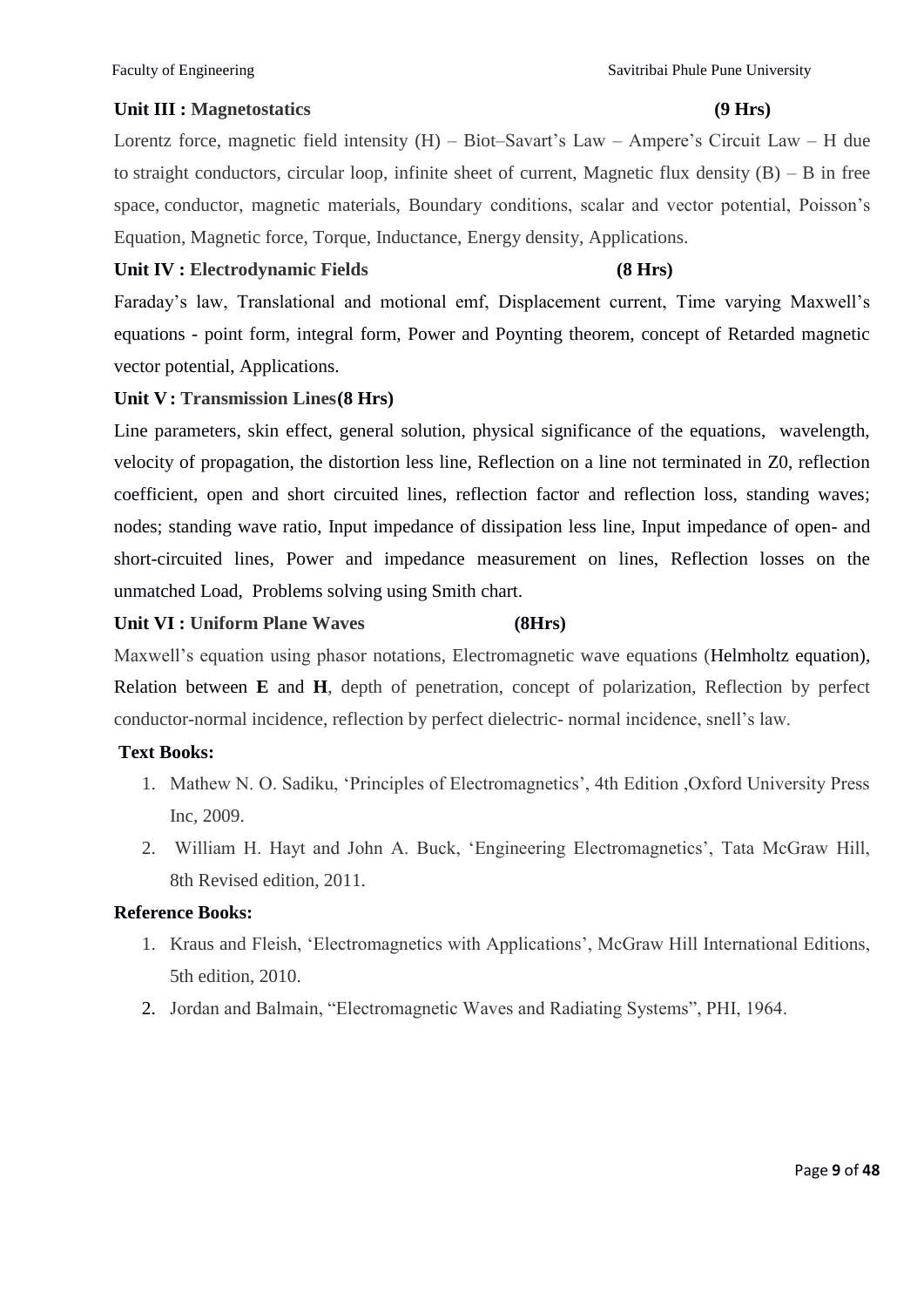**Unit III : Magnetostatics** **(9 Hrs)**

Lorentz force, magnetic field intensity (H) – Biot–Savart's Law – Ampere's Circuit Law – H due to straight conductors, circular loop, infinite sheet of current, Magnetic flux density (B) – B in free space, conductor, magnetic materials, Boundary conditions, scalar and vector potential, Poisson's Equation, Magnetic force, Torque, Inductance, Energy density, Applications.

**Unit IV : Electrodynamic Fields** **(8 Hrs)**

Faraday's law, Translational and motional emf, Displacement current, Time varying Maxwell's equations - point form, integral form, Power and Poynting theorem, concept of Retarded magnetic vector potential, Applications.

**Unit V : Transmission Lines(8 Hrs)**

Line parameters, skin effect, general solution, physical significance of the equations, wavelength, velocity of propagation, the distortion less line, Reflection on a line not terminated in Z0, reflection coefficient, open and short circuited lines, reflection factor and reflection loss, standing waves; nodes; standing wave ratio, Input impedance of dissipation less line, Input impedance of open- and short-circuited lines, Power and impedance measurement on lines, Reflection losses on the unmatched Load, Problems solving using Smith chart.

**Unit VI : Uniform Plane Waves** **(8Hrs)**

Maxwell's equation using phasor notations, Electromagnetic wave equations (Helmholtz equation), Relation between **E** and **H**, depth of penetration, concept of polarization, Reflection by perfect conductor-normal incidence, reflection by perfect dielectric- normal incidence, snell's law.

**Text Books:**

1. Mathew N. O. Sadiku, 'Principles of Electromagnetics', 4th Edition ,Oxford University Press Inc, 2009.
2. William H. Hayt and John A. Buck, 'Engineering Electromagnetics', Tata McGraw Hill, 8th Revised edition, 2011.

**Reference Books:**

1. Kraus and Fleish, 'Electromagnetics with Applications', McGraw Hill International Editions, 5th edition, 2010.
2. Jordan and Balmain, "Electromagnetic Waves and Radiating Systems", PHI, 1964.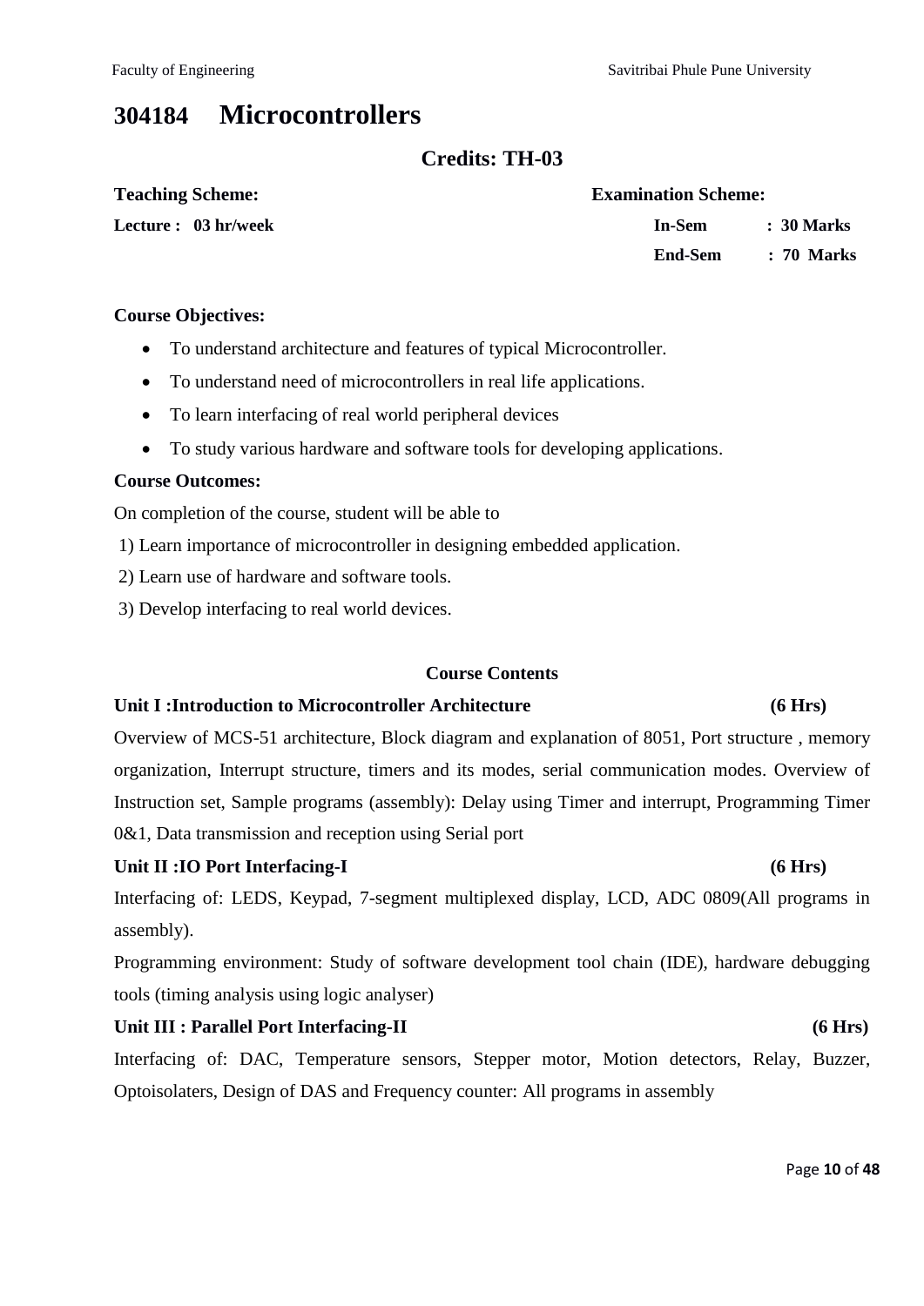# 304184 Microcontrollers

## Credits: TH-03

| **Teaching Scheme:** | **Examination Scheme:** | |
|---|---|---|
| **Lecture : 03 hr/week** | **In-Sem** | **: 30 Marks** |
| | **End-Sem** | **: 70 Marks** |

**Course Objectives:**

- To understand architecture and features of typical Microcontroller.
- To understand need of microcontrollers in real life applications.
- To learn interfacing of real world peripheral devices
- To study various hardware and software tools for developing applications.

**Course Outcomes:**

On completion of the course, student will be able to

1) Learn importance of microcontroller in designing embedded application.
2) Learn use of hardware and software tools.
3) Develop interfacing to real world devices.

**Course Contents**

**Unit I :Introduction to Microcontroller Architecture (6 Hrs)**

Overview of MCS-51 architecture, Block diagram and explanation of 8051, Port structure , memory organization, Interrupt structure, timers and its modes, serial communication modes. Overview of Instruction set, Sample programs (assembly): Delay using Timer and interrupt, Programming Timer 0&1, Data transmission and reception using Serial port

**Unit II :IO Port Interfacing-I (6 Hrs)**

Interfacing of: LEDS, Keypad, 7-segment multiplexed display, LCD, ADC 0809(All programs in assembly).

Programming environment: Study of software development tool chain (IDE), hardware debugging tools (timing analysis using logic analyser)

**Unit III : Parallel Port Interfacing-II (6 Hrs)**

Interfacing of: DAC, Temperature sensors, Stepper motor, Motion detectors, Relay, Buzzer, Optoisolaters, Design of DAS and Frequency counter: All programs in assembly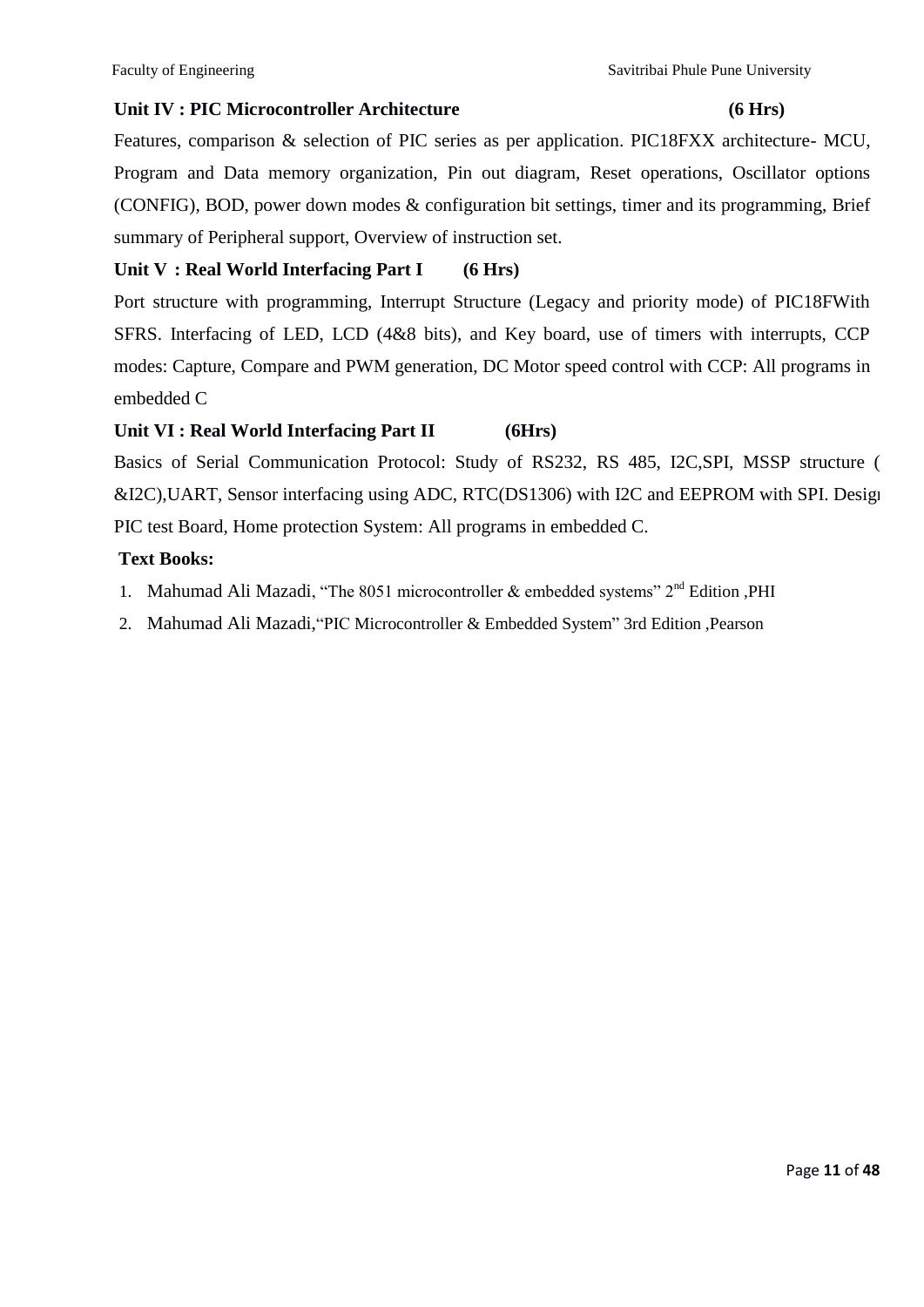**Unit IV : PIC Microcontroller Architecture (6 Hrs)**

Features, comparison & selection of PIC series as per application. PIC18FXX architecture- MCU, Program and Data memory organization, Pin out diagram, Reset operations, Oscillator options (CONFIG), BOD, power down modes & configuration bit settings, timer and its programming, Brief summary of Peripheral support, Overview of instruction set.

**Unit V : Real World Interfacing Part I (6 Hrs)**

Port structure with programming, Interrupt Structure (Legacy and priority mode) of PIC18FWith SFRS. Interfacing of LED, LCD (4&8 bits), and Key board, use of timers with interrupts, CCP modes: Capture, Compare and PWM generation, DC Motor speed control with CCP: All programs in embedded C

**Unit VI : Real World Interfacing Part II (6Hrs)**

Basics of Serial Communication Protocol: Study of RS232, RS 485, I2C,SPI, MSSP structure ( &I2C),UART, Sensor interfacing using ADC, RTC(DS1306) with I2C and EEPROM with SPI. Design PIC test Board, Home protection System: All programs in embedded C.

**Text Books:**

1. Mahumad Ali Mazadi, "The 8051 microcontroller & embedded systems" 2nd Edition ,PHI
2. Mahumad Ali Mazadi,"PIC Microcontroller & Embedded System" 3rd Edition ,Pearson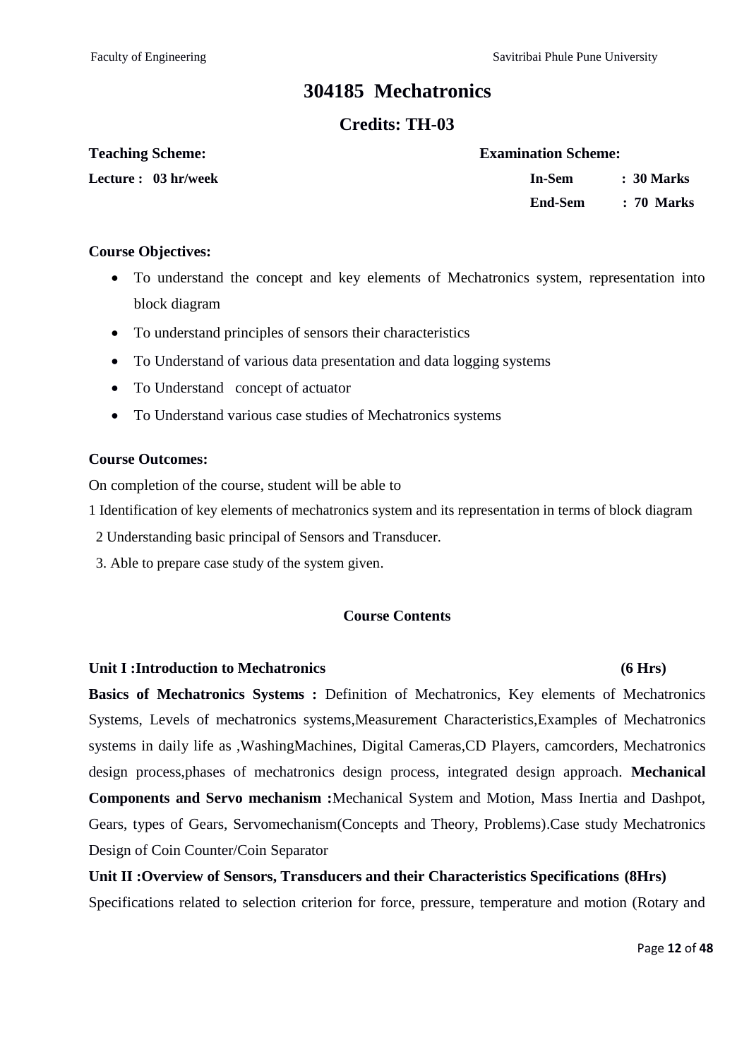# 304185 Mechatronics

## Credits: TH-03

**Teaching Scheme:**

**Lecture : 03 hr/week**

**Examination Scheme:**

**In-Sem : 30 Marks**

**End-Sem : 70 Marks**

**Course Objectives:**

- To understand the concept and key elements of Mechatronics system, representation into block diagram
- To understand principles of sensors their characteristics
- To Understand of various data presentation and data logging systems
- To Understand concept of actuator
- To Understand various case studies of Mechatronics systems

**Course Outcomes:**

On completion of the course, student will be able to

1 Identification of key elements of mechatronics system and its representation in terms of block diagram

2 Understanding basic principal of Sensors and Transducer.

3. Able to prepare case study of the system given.

**Course Contents**

**Unit I :Introduction to Mechatronics (6 Hrs)**

**Basics of Mechatronics Systems :** Definition of Mechatronics, Key elements of Mechatronics Systems, Levels of mechatronics systems,Measurement Characteristics,Examples of Mechatronics systems in daily life as ,WashingMachines, Digital Cameras,CD Players, camcorders, Mechatronics design process,phases of mechatronics design process, integrated design approach. **Mechanical Components and Servo mechanism :**Mechanical System and Motion, Mass Inertia and Dashpot, Gears, types of Gears, Servomechanism(Concepts and Theory, Problems).Case study Mechatronics Design of Coin Counter/Coin Separator

**Unit II :Overview of Sensors, Transducers and their Characteristics Specifications (8Hrs)**

Specifications related to selection criterion for force, pressure, temperature and motion (Rotary and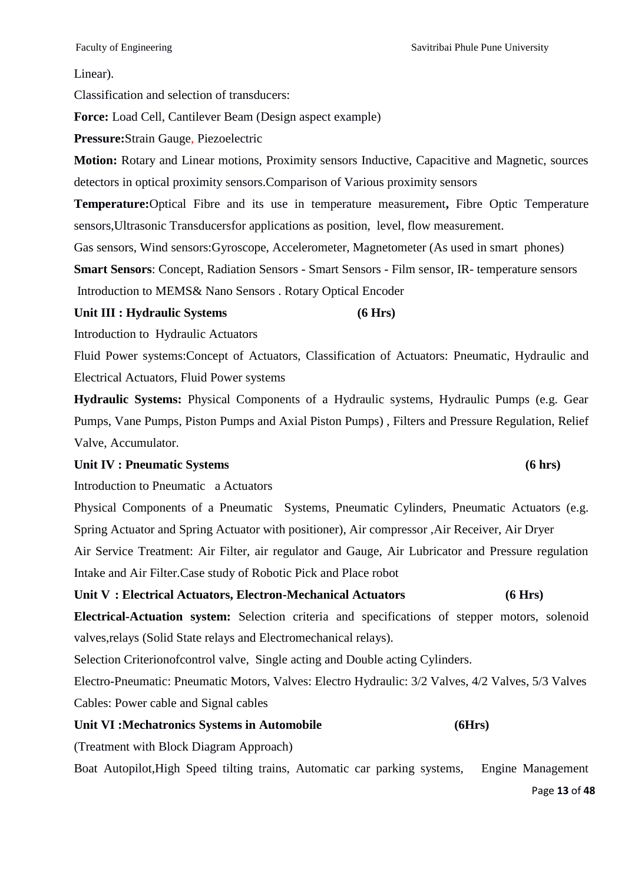Linear).

Classification and selection of transducers:

**Force:** Load Cell, Cantilever Beam (Design aspect example)

**Pressure:**Strain Gauge, Piezoelectric

**Motion:** Rotary and Linear motions, Proximity sensors Inductive, Capacitive and Magnetic, sources detectors in optical proximity sensors.Comparison of Various proximity sensors

**Temperature:**Optical Fibre and its use in temperature measurement**,** Fibre Optic Temperature sensors,Ultrasonic Transducersfor applications as position, level, flow measurement.

Gas sensors, Wind sensors:Gyroscope, Accelerometer, Magnetometer (As used in smart phones)

**Smart Sensors**: Concept, Radiation Sensors - Smart Sensors - Film sensor, IR- temperature sensors

Introduction to MEMS& Nano Sensors . Rotary Optical Encoder

**Unit III : Hydraulic Systems (6 Hrs)**

Introduction to Hydraulic Actuators

Fluid Power systems:Concept of Actuators, Classification of Actuators: Pneumatic, Hydraulic and Electrical Actuators, Fluid Power systems

**Hydraulic Systems:** Physical Components of a Hydraulic systems, Hydraulic Pumps (e.g. Gear Pumps, Vane Pumps, Piston Pumps and Axial Piston Pumps) , Filters and Pressure Regulation, Relief Valve, Accumulator.

**Unit IV : Pneumatic Systems (6 hrs)**

Introduction to Pneumatic a Actuators

Physical Components of a Pneumatic Systems, Pneumatic Cylinders, Pneumatic Actuators (e.g. Spring Actuator and Spring Actuator with positioner), Air compressor ,Air Receiver, Air Dryer

Air Service Treatment: Air Filter, air regulator and Gauge, Air Lubricator and Pressure regulation Intake and Air Filter.Case study of Robotic Pick and Place robot

**Unit V : Electrical Actuators, Electron-Mechanical Actuators (6 Hrs)**

**Electrical-Actuation system:** Selection criteria and specifications of stepper motors, solenoid valves,relays (Solid State relays and Electromechanical relays).

Selection Criterionofcontrol valve, Single acting and Double acting Cylinders.

Electro-Pneumatic: Pneumatic Motors, Valves: Electro Hydraulic: 3/2 Valves, 4/2 Valves, 5/3 Valves

Cables: Power cable and Signal cables

**Unit VI :Mechatronics Systems in Automobile (6Hrs)**

(Treatment with Block Diagram Approach)

Boat Autopilot,High Speed tilting trains, Automatic car parking systems, Engine Management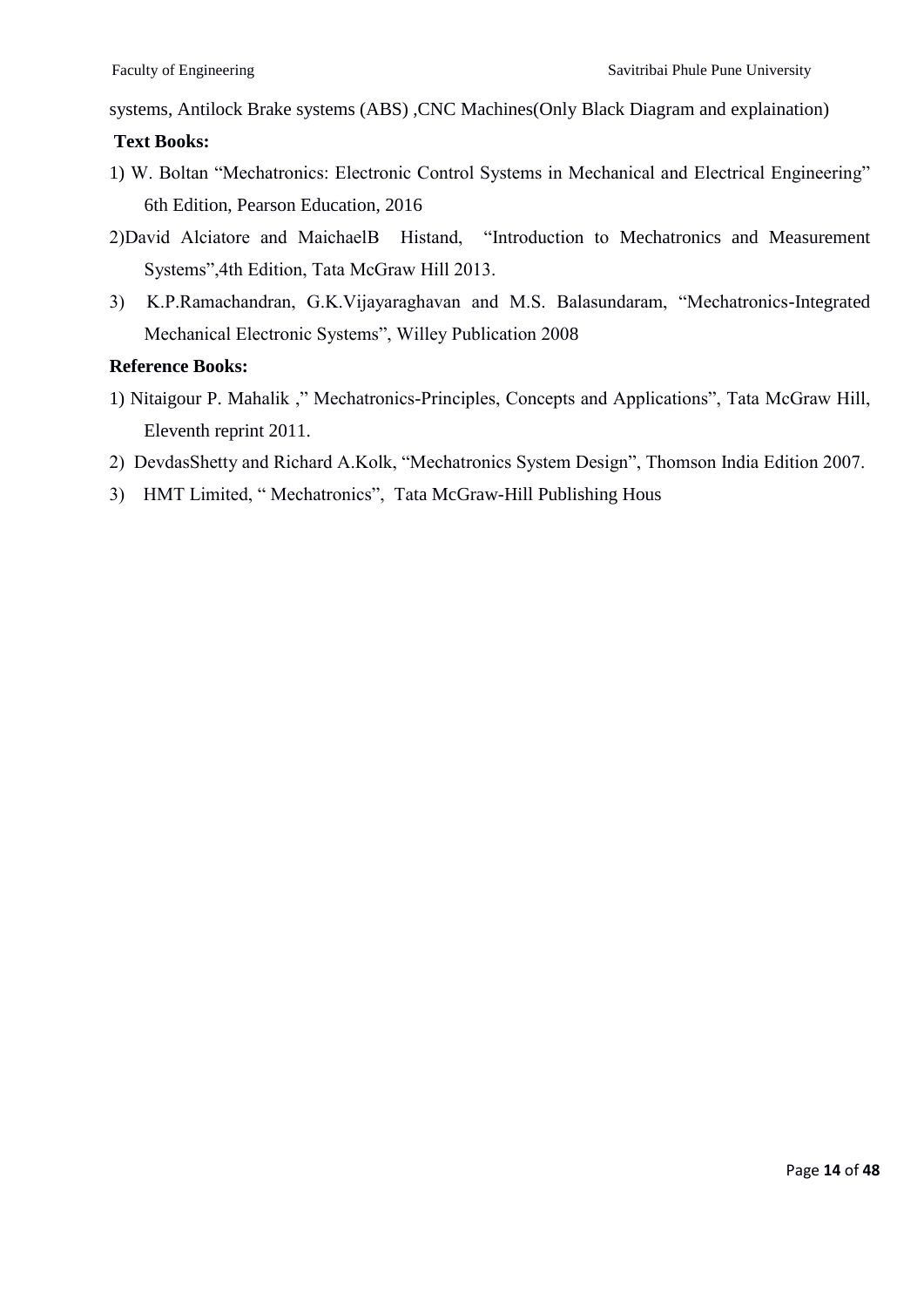systems, Antilock Brake systems (ABS) ,CNC Machines(Only Black Diagram and explaination)

**Text Books:**

1) W. Boltan "Mechatronics: Electronic Control Systems in Mechanical and Electrical Engineering" 6th Edition, Pearson Education, 2016
2)David Alciatore and MaichaelB Histand, "Introduction to Mechatronics and Measurement Systems",4th Edition, Tata McGraw Hill 2013.
3) K.P.Ramachandran, G.K.Vijayaraghavan and M.S. Balasundaram, "Mechatronics-Integrated Mechanical Electronic Systems", Willey Publication 2008

**Reference Books:**

1) Nitaigour P. Mahalik ," Mechatronics-Principles, Concepts and Applications", Tata McGraw Hill, Eleventh reprint 2011.
2) DevdasShetty and Richard A.Kolk, "Mechatronics System Design", Thomson India Edition 2007.
3) HMT Limited, " Mechatronics", Tata McGraw-Hill Publishing Hous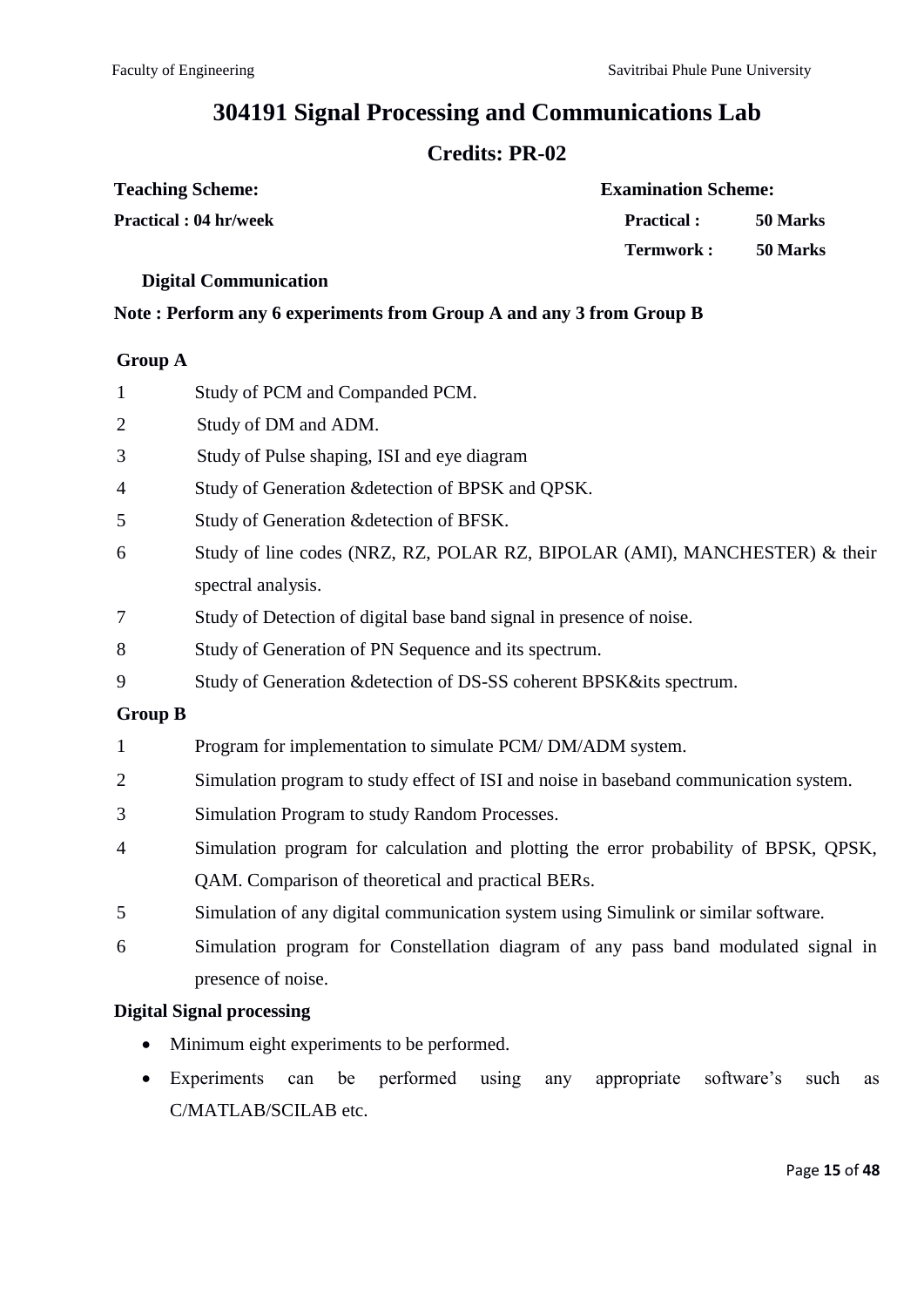# 304191 Signal Processing and Communications Lab

## Credits: PR-02

| **Teaching Scheme:** | **Examination Scheme:** | |
|---|---|---|
| **Practical : 04 hr/week** | **Practical :** | **50 Marks** |
| | **Termwork :** | **50 Marks** |

**Digital Communication**

**Note : Perform any 6 experiments from Group A and any 3 from Group B**

**Group A**

1. Study of PCM and Companded PCM.
2. Study of DM and ADM.
3. Study of Pulse shaping, ISI and eye diagram
4. Study of Generation &detection of BPSK and QPSK.
5. Study of Generation &detection of BFSK.
6. Study of line codes (NRZ, RZ, POLAR RZ, BIPOLAR (AMI), MANCHESTER) & their spectral analysis.
7. Study of Detection of digital base band signal in presence of noise.
8. Study of Generation of PN Sequence and its spectrum.
9. Study of Generation &detection of DS-SS coherent BPSK&its spectrum.

**Group B**

1. Program for implementation to simulate PCM/ DM/ADM system.
2. Simulation program to study effect of ISI and noise in baseband communication system.
3. Simulation Program to study Random Processes.
4. Simulation program for calculation and plotting the error probability of BPSK, QPSK, QAM. Comparison of theoretical and practical BERs.
5. Simulation of any digital communication system using Simulink or similar software.
6. Simulation program for Constellation diagram of any pass band modulated signal in presence of noise.

**Digital Signal processing**

- Minimum eight experiments to be performed.
- Experiments can be performed using any appropriate software's such as C/MATLAB/SCILAB etc.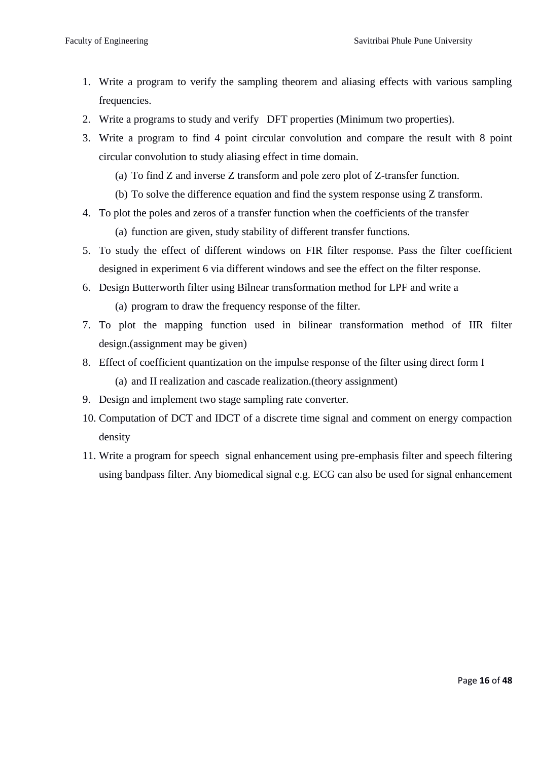1. Write a program to verify the sampling theorem and aliasing effects with various sampling frequencies.
2. Write a programs to study and verify DFT properties (Minimum two properties).
3. Write a program to find 4 point circular convolution and compare the result with 8 point circular convolution to study aliasing effect in time domain.
   (a) To find Z and inverse Z transform and pole zero plot of Z-transfer function.
   (b) To solve the difference equation and find the system response using Z transform.
4. To plot the poles and zeros of a transfer function when the coefficients of the transfer
   (a) function are given, study stability of different transfer functions.
5. To study the effect of different windows on FIR filter response. Pass the filter coefficient designed in experiment 6 via different windows and see the effect on the filter response.
6. Design Butterworth filter using Bilnear transformation method for LPF and write a
   (a) program to draw the frequency response of the filter.
7. To plot the mapping function used in bilinear transformation method of IIR filter design.(assignment may be given)
8. Effect of coefficient quantization on the impulse response of the filter using direct form I
   (a) and II realization and cascade realization.(theory assignment)
9. Design and implement two stage sampling rate converter.
10. Computation of DCT and IDCT of a discrete time signal and comment on energy compaction density
11. Write a program for speech signal enhancement using pre-emphasis filter and speech filtering using bandpass filter. Any biomedical signal e.g. ECG can also be used for signal enhancement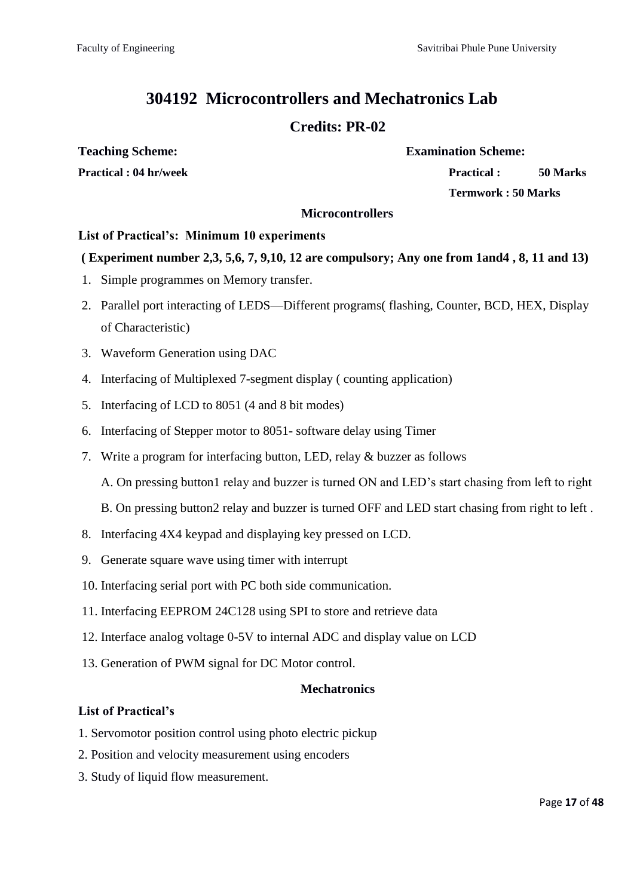# 304192 Microcontrollers and Mechatronics Lab

## Credits: PR-02

**Teaching Scheme:** **Examination Scheme:**

**Practical : 04 hr/week** **Practical : 50 Marks**

**Termwork : 50 Marks**

### Microcontrollers

**List of Practical's: Minimum 10 experiments**

**( Experiment number 2,3, 5,6, 7, 9,10, 12 are compulsory; Any one from 1and4 , 8, 11 and 13)**

1. Simple programmes on Memory transfer.
2. Parallel port interacting of LEDS—Different programs( flashing, Counter, BCD, HEX, Display of Characteristic)
3. Waveform Generation using DAC
4. Interfacing of Multiplexed 7-segment display ( counting application)
5. Interfacing of LCD to 8051 (4 and 8 bit modes)
6. Interfacing of Stepper motor to 8051- software delay using Timer
7. Write a program for interfacing button, LED, relay & buzzer as follows

   A. On pressing button1 relay and buzzer is turned ON and LED's start chasing from left to right

   B. On pressing button2 relay and buzzer is turned OFF and LED start chasing from right to left .
8. Interfacing 4X4 keypad and displaying key pressed on LCD.
9. Generate square wave using timer with interrupt
10. Interfacing serial port with PC both side communication.
11. Interfacing EEPROM 24C128 using SPI to store and retrieve data
12. Interface analog voltage 0-5V to internal ADC and display value on LCD
13. Generation of PWM signal for DC Motor control.

### Mechatronics

**List of Practical's**

1. Servomotor position control using photo electric pickup
2. Position and velocity measurement using encoders
3. Study of liquid flow measurement.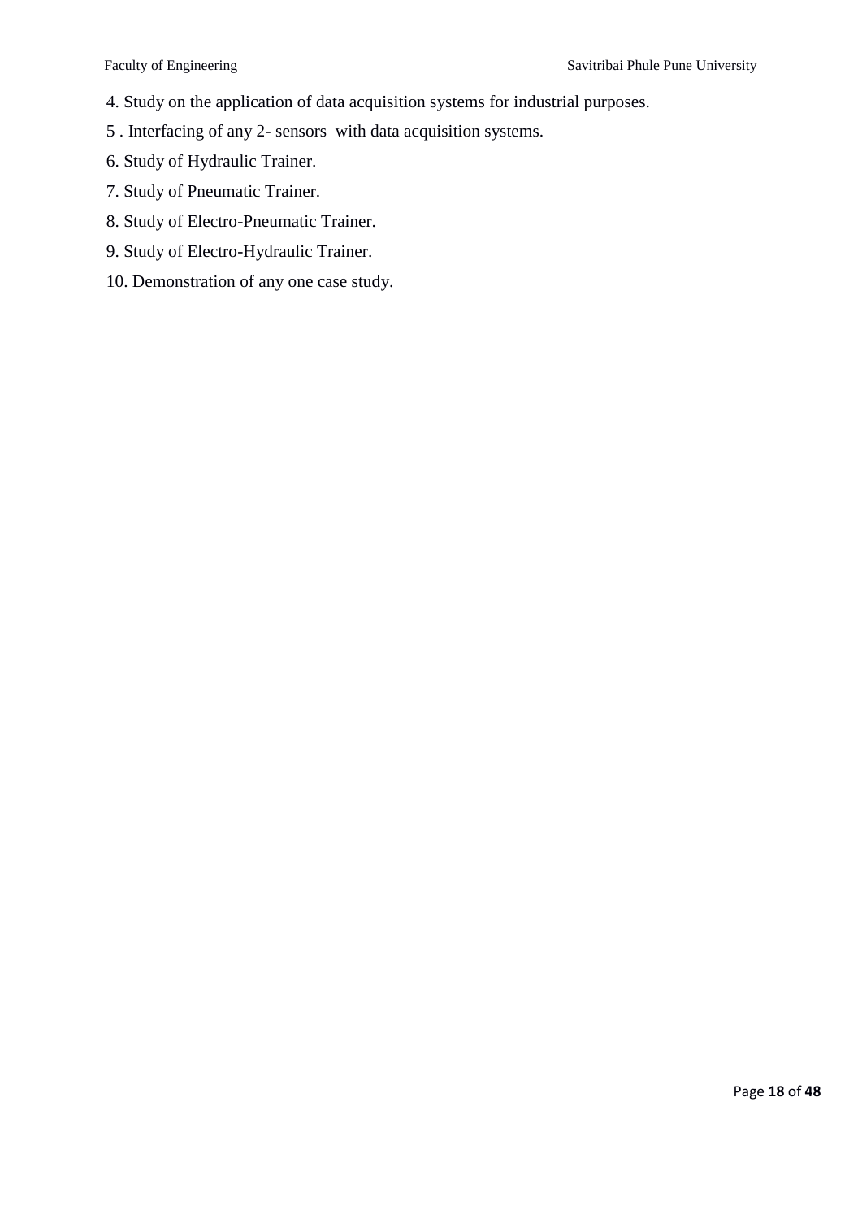4. Study on the application of data acquisition systems for industrial purposes.
5. Interfacing of any 2- sensors with data acquisition systems.
6. Study of Hydraulic Trainer.
7. Study of Pneumatic Trainer.
8. Study of Electro-Pneumatic Trainer.
9. Study of Electro-Hydraulic Trainer.
10. Demonstration of any one case study.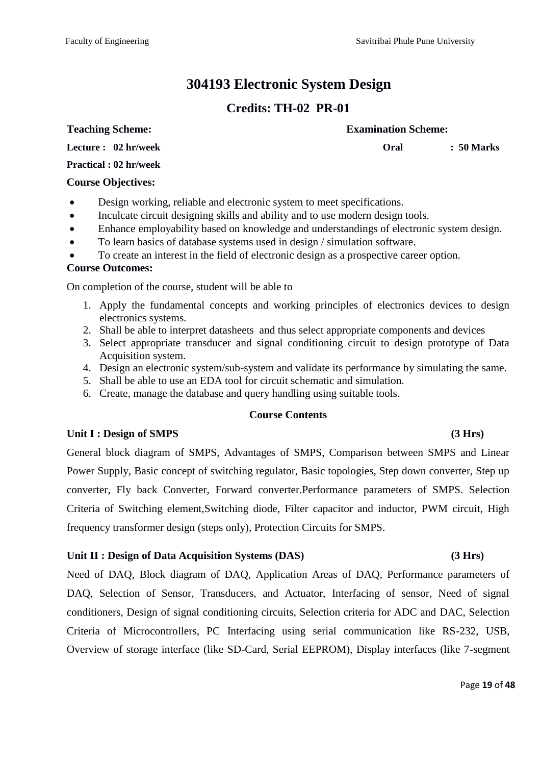# 304193 Electronic System Design

## Credits: TH-02 PR-01

**Teaching Scheme:** **Examination Scheme:**

**Lecture : 02 hr/week** **Oral : 50 Marks**

**Practical : 02 hr/week**

**Course Objectives:**

- Design working, reliable and electronic system to meet specifications.
- Inculcate circuit designing skills and ability and to use modern design tools.
- Enhance employability based on knowledge and understandings of electronic system design.
- To learn basics of database systems used in design / simulation software.
- To create an interest in the field of electronic design as a prospective career option.

**Course Outcomes:**

On completion of the course, student will be able to

1. Apply the fundamental concepts and working principles of electronics devices to design electronics systems.
2. Shall be able to interpret datasheets and thus select appropriate components and devices
3. Select appropriate transducer and signal conditioning circuit to design prototype of Data Acquisition system.
4. Design an electronic system/sub-system and validate its performance by simulating the same.
5. Shall be able to use an EDA tool for circuit schematic and simulation.
6. Create, manage the database and query handling using suitable tools.

**Course Contents**

**Unit I : Design of SMPS (3 Hrs)**

General block diagram of SMPS, Advantages of SMPS, Comparison between SMPS and Linear Power Supply, Basic concept of switching regulator, Basic topologies, Step down converter, Step up converter, Fly back Converter, Forward converter.Performance parameters of SMPS. Selection Criteria of Switching element,Switching diode, Filter capacitor and inductor, PWM circuit, High frequency transformer design (steps only), Protection Circuits for SMPS.

**Unit II : Design of Data Acquisition Systems (DAS) (3 Hrs)**

Need of DAQ, Block diagram of DAQ, Application Areas of DAQ, Performance parameters of DAQ, Selection of Sensor, Transducers, and Actuator, Interfacing of sensor, Need of signal conditioners, Design of signal conditioning circuits, Selection criteria for ADC and DAC, Selection Criteria of Microcontrollers, PC Interfacing using serial communication like RS-232, USB, Overview of storage interface (like SD-Card, Serial EEPROM), Display interfaces (like 7-segment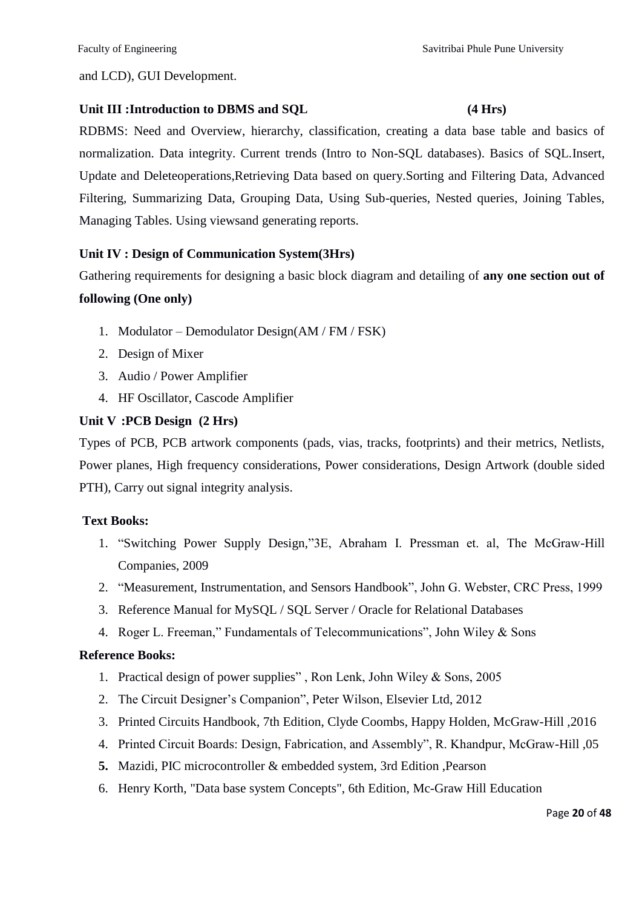and LCD), GUI Development.

**Unit III :Introduction to DBMS and SQL (4 Hrs)**

RDBMS: Need and Overview, hierarchy, classification, creating a data base table and basics of normalization. Data integrity. Current trends (Intro to Non-SQL databases). Basics of SQL.Insert, Update and Deleteoperations,Retrieving Data based on query.Sorting and Filtering Data, Advanced Filtering, Summarizing Data, Grouping Data, Using Sub-queries, Nested queries, Joining Tables, Managing Tables. Using viewsand generating reports.

**Unit IV : Design of Communication System(3Hrs)**

Gathering requirements for designing a basic block diagram and detailing of **any one section out of following (One only)**

1. Modulator – Demodulator Design(AM / FM / FSK)
2. Design of Mixer
3. Audio / Power Amplifier
4. HF Oscillator, Cascode Amplifier

**Unit V :PCB Design (2 Hrs)**

Types of PCB, PCB artwork components (pads, vias, tracks, footprints) and their metrics, Netlists, Power planes, High frequency considerations, Power considerations, Design Artwork (double sided PTH), Carry out signal integrity analysis.

**Text Books:**

1. "Switching Power Supply Design,"3E, Abraham I. Pressman et. al, The McGraw-Hill Companies, 2009
2. "Measurement, Instrumentation, and Sensors Handbook", John G. Webster, CRC Press, 1999
3. Reference Manual for MySQL / SQL Server / Oracle for Relational Databases
4. Roger L. Freeman," Fundamentals of Telecommunications", John Wiley & Sons

**Reference Books:**

1. Practical design of power supplies" , Ron Lenk, John Wiley & Sons, 2005
2. The Circuit Designer's Companion", Peter Wilson, Elsevier Ltd, 2012
3. Printed Circuits Handbook, 7th Edition, Clyde Coombs, Happy Holden, McGraw-Hill ,2016
4. Printed Circuit Boards: Design, Fabrication, and Assembly", R. Khandpur, McGraw-Hill ,05
5. Mazidi, PIC microcontroller & embedded system, 3rd Edition ,Pearson
6. Henry Korth, "Data base system Concepts", 6th Edition, Mc-Graw Hill Education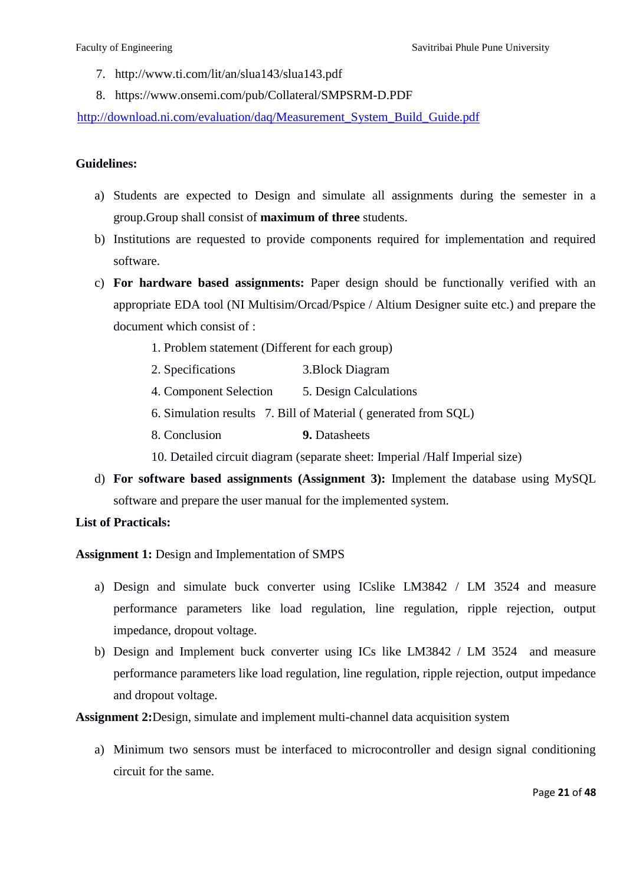7. http://www.ti.com/lit/an/slua143/slua143.pdf
8. https://www.onsemi.com/pub/Collateral/SMPSRM-D.PDF

http://download.ni.com/evaluation/daq/Measurement_System_Build_Guide.pdf

**Guidelines:**

a) Students are expected to Design and simulate all assignments during the semester in a group.Group shall consist of **maximum of three** students.

b) Institutions are requested to provide components required for implementation and required software.

c) **For hardware based assignments:** Paper design should be functionally verified with an appropriate EDA tool (NI Multisim/Orcad/Pspice / Altium Designer suite etc.) and prepare the document which consist of :

   1. Problem statement (Different for each group)
   2. Specifications
   3. Block Diagram
   4. Component Selection
   5. Design Calculations
   6. Simulation results
   7. Bill of Material ( generated from SQL)
   8. Conclusion
   **9.** Datasheets
   10. Detailed circuit diagram (separate sheet: Imperial /Half Imperial size)

d) **For software based assignments (Assignment 3):** Implement the database using MySQL software and prepare the user manual for the implemented system.

**List of Practicals:**

**Assignment 1:** Design and Implementation of SMPS

a) Design and simulate buck converter using ICslike LM3842 / LM 3524 and measure performance parameters like load regulation, line regulation, ripple rejection, output impedance, dropout voltage.

b) Design and Implement buck converter using ICs like LM3842 / LM 3524 and measure performance parameters like load regulation, line regulation, ripple rejection, output impedance and dropout voltage.

**Assignment 2:**Design, simulate and implement multi-channel data acquisition system

a) Minimum two sensors must be interfaced to microcontroller and design signal conditioning circuit for the same.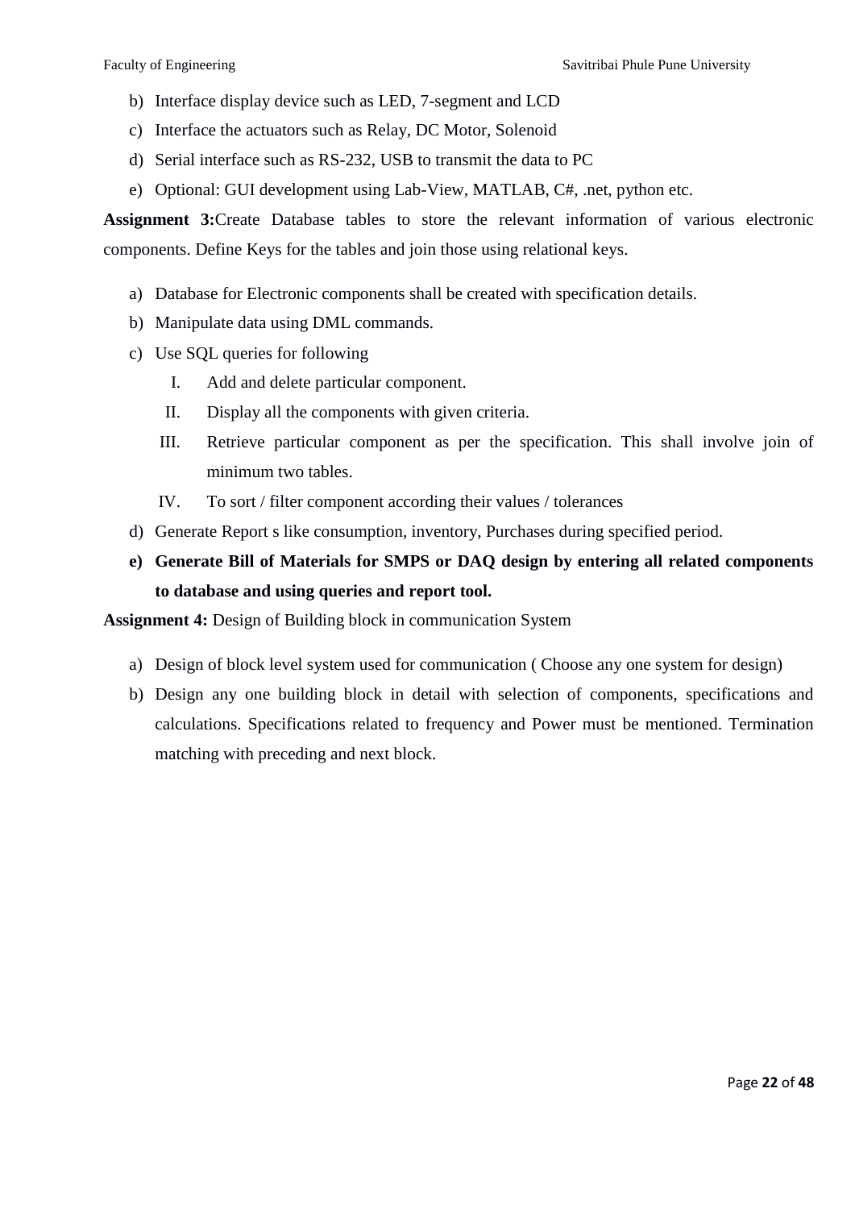b) Interface display device such as LED, 7-segment and LCD

c) Interface the actuators such as Relay, DC Motor, Solenoid

d) Serial interface such as RS-232, USB to transmit the data to PC

e) Optional: GUI development using Lab-View, MATLAB, C#, .net, python etc.

**Assignment 3:**Create Database tables to store the relevant information of various electronic components. Define Keys for the tables and join those using relational keys.

a) Database for Electronic components shall be created with specification details.

b) Manipulate data using DML commands.

c) Use SQL queries for following

   I. Add and delete particular component.

   II. Display all the components with given criteria.

   III. Retrieve particular component as per the specification. This shall involve join of minimum two tables.

   IV. To sort / filter component according their values / tolerances

d) Generate Report s like consumption, inventory, Purchases during specified period.

**e) Generate Bill of Materials for SMPS or DAQ design by entering all related components to database and using queries and report tool.**

**Assignment 4:** Design of Building block in communication System

a) Design of block level system used for communication ( Choose any one system for design)

b) Design any one building block in detail with selection of components, specifications and calculations. Specifications related to frequency and Power must be mentioned. Termination matching with preceding and next block.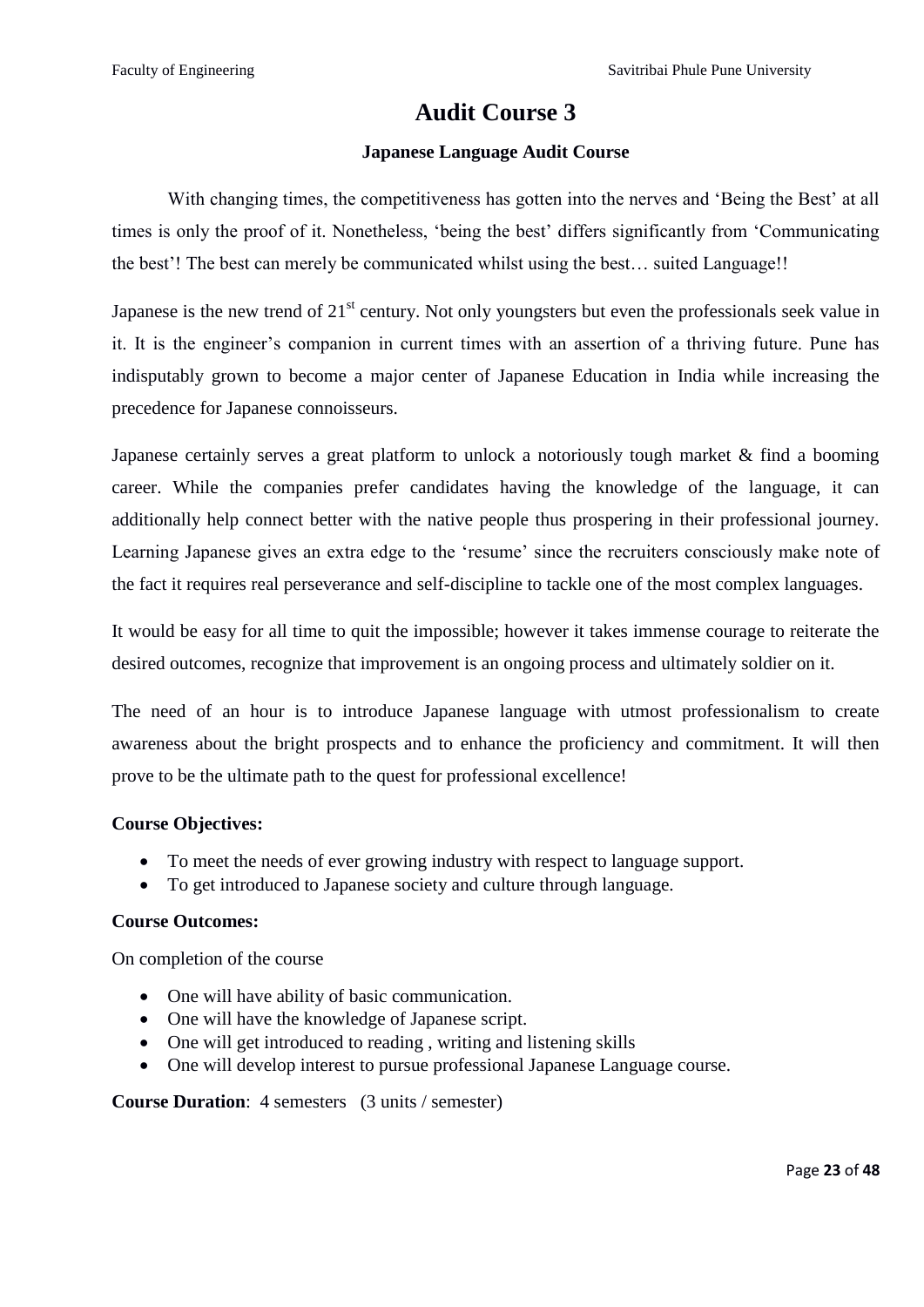# Audit Course 3

### Japanese Language Audit Course

With changing times, the competitiveness has gotten into the nerves and 'Being the Best' at all times is only the proof of it. Nonetheless, 'being the best' differs significantly from 'Communicating the best'! The best can merely be communicated whilst using the best… suited Language!!

Japanese is the new trend of 21$^{st}$ century. Not only youngsters but even the professionals seek value in it. It is the engineer's companion in current times with an assertion of a thriving future. Pune has indisputably grown to become a major center of Japanese Education in India while increasing the precedence for Japanese connoisseurs.

Japanese certainly serves a great platform to unlock a notoriously tough market & find a booming career. While the companies prefer candidates having the knowledge of the language, it can additionally help connect better with the native people thus prospering in their professional journey. Learning Japanese gives an extra edge to the 'resume' since the recruiters consciously make note of the fact it requires real perseverance and self-discipline to tackle one of the most complex languages.

It would be easy for all time to quit the impossible; however it takes immense courage to reiterate the desired outcomes, recognize that improvement is an ongoing process and ultimately soldier on it.

The need of an hour is to introduce Japanese language with utmost professionalism to create awareness about the bright prospects and to enhance the proficiency and commitment. It will then prove to be the ultimate path to the quest for professional excellence!

**Course Objectives:**

- To meet the needs of ever growing industry with respect to language support.
- To get introduced to Japanese society and culture through language.

**Course Outcomes:**

On completion of the course

- One will have ability of basic communication.
- One will have the knowledge of Japanese script.
- One will get introduced to reading , writing and listening skills
- One will develop interest to pursue professional Japanese Language course.

**Course Duration**: 4 semesters (3 units / semester)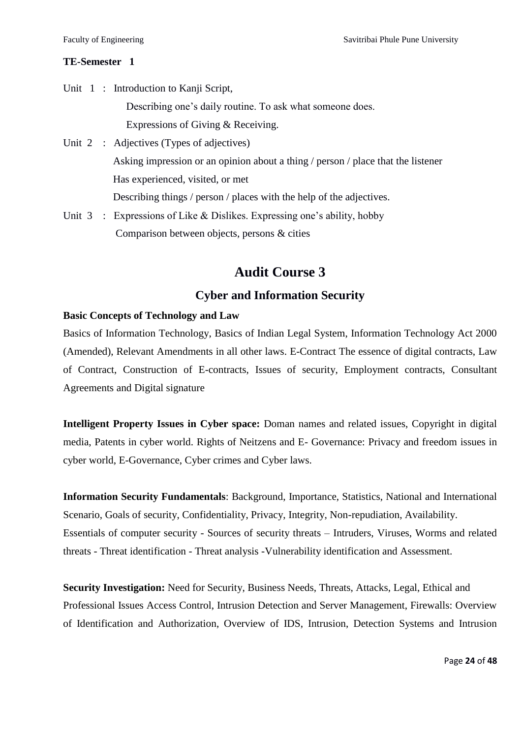**TE-Semester 1**

Unit 1 : Introduction to Kanji Script,
Describing one's daily routine. To ask what someone does.
Expressions of Giving & Receiving.

Unit 2 : Adjectives (Types of adjectives)
Asking impression or an opinion about a thing / person / place that the listener
Has experienced, visited, or met
Describing things / person / places with the help of the adjectives.

Unit 3 : Expressions of Like & Dislikes. Expressing one's ability, hobby
Comparison between objects, persons & cities

# Audit Course 3

## Cyber and Information Security

**Basic Concepts of Technology and Law**

Basics of Information Technology, Basics of Indian Legal System, Information Technology Act 2000 (Amended), Relevant Amendments in all other laws. E-Contract The essence of digital contracts, Law of Contract, Construction of E-contracts, Issues of security, Employment contracts, Consultant Agreements and Digital signature

**Intelligent Property Issues in Cyber space:** Doman names and related issues, Copyright in digital media, Patents in cyber world. Rights of Neitzens and E- Governance: Privacy and freedom issues in cyber world, E-Governance, Cyber crimes and Cyber laws.

**Information Security Fundamentals**: Background, Importance, Statistics, National and International Scenario, Goals of security, Confidentiality, Privacy, Integrity, Non-repudiation, Availability.
Essentials of computer security - Sources of security threats – Intruders, Viruses, Worms and related threats - Threat identification - Threat analysis -Vulnerability identification and Assessment.

**Security Investigation:** Need for Security, Business Needs, Threats, Attacks, Legal, Ethical and Professional Issues Access Control, Intrusion Detection and Server Management, Firewalls: Overview of Identification and Authorization, Overview of IDS, Intrusion, Detection Systems and Intrusion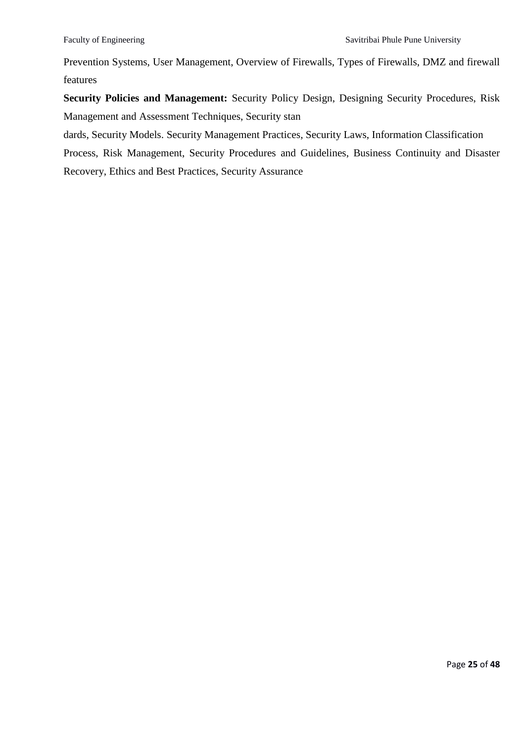Prevention Systems, User Management, Overview of Firewalls, Types of Firewalls, DMZ and firewall features

**Security Policies and Management:** Security Policy Design, Designing Security Procedures, Risk Management and Assessment Techniques, Security stan

dards, Security Models. Security Management Practices, Security Laws, Information Classification

Process, Risk Management, Security Procedures and Guidelines, Business Continuity and Disaster Recovery, Ethics and Best Practices, Security Assurance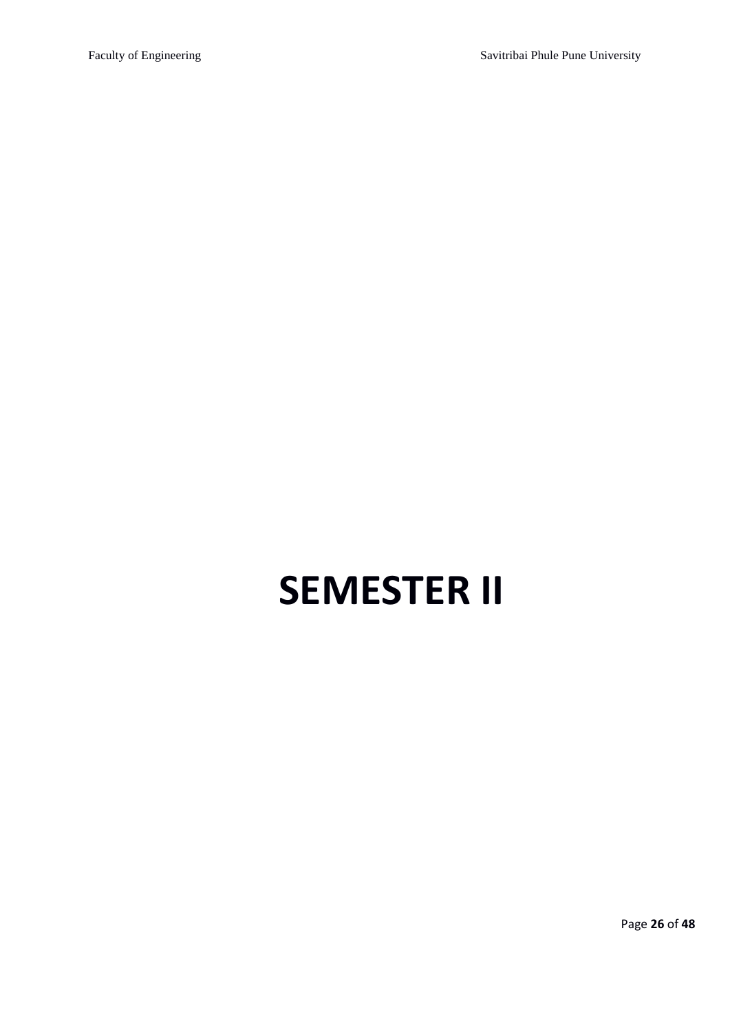# SEMESTER II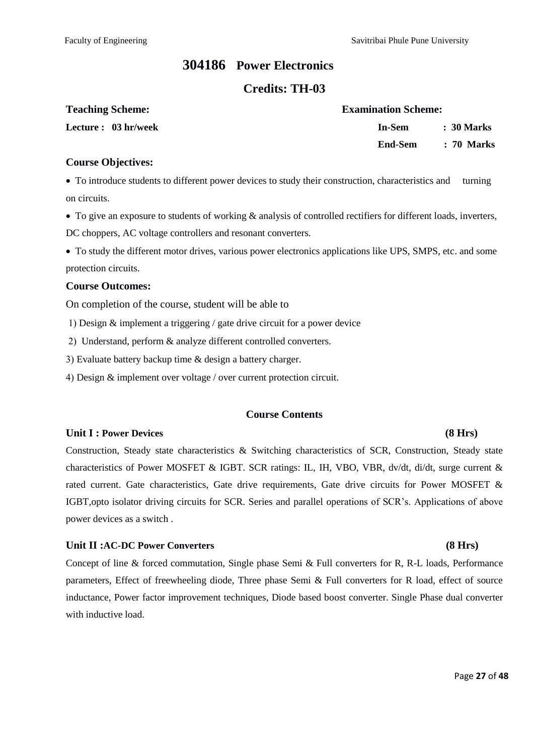# 304186 Power Electronics

## Credits: TH-03

| **Teaching Scheme:** | **Examination Scheme:** | |
|---|---|---|
| **Lecture : 03 hr/week** | **In-Sem** | **: 30 Marks** |
| | **End-Sem** | **: 70 Marks** |

### Course Objectives:

- To introduce students to different power devices to study their construction, characteristics and turning on circuits.
- To give an exposure to students of working & analysis of controlled rectifiers for different loads, inverters, DC choppers, AC voltage controllers and resonant converters.
- To study the different motor drives, various power electronics applications like UPS, SMPS, etc. and some protection circuits.

### Course Outcomes:

On completion of the course, student will be able to

1) Design & implement a triggering / gate drive circuit for a power device
2) Understand, perform & analyze different controlled converters.
3) Evaluate battery backup time & design a battery charger.
4) Design & implement over voltage / over current protection circuit.

### Course Contents

**Unit I : Power Devices (8 Hrs)**

Construction, Steady state characteristics & Switching characteristics of SCR, Construction, Steady state characteristics of Power MOSFET & IGBT. SCR ratings: IL, IH, VBO, VBR, dv/dt, di/dt, surge current & rated current. Gate characteristics, Gate drive requirements, Gate drive circuits for Power MOSFET & IGBT,opto isolator driving circuits for SCR. Series and parallel operations of SCR's. Applications of above power devices as a switch .

**Unit II :AC-DC Power Converters (8 Hrs)**

Concept of line & forced commutation, Single phase Semi & Full converters for R, R-L loads, Performance parameters, Effect of freewheeling diode, Three phase Semi & Full converters for R load, effect of source inductance, Power factor improvement techniques, Diode based boost converter. Single Phase dual converter with inductive load.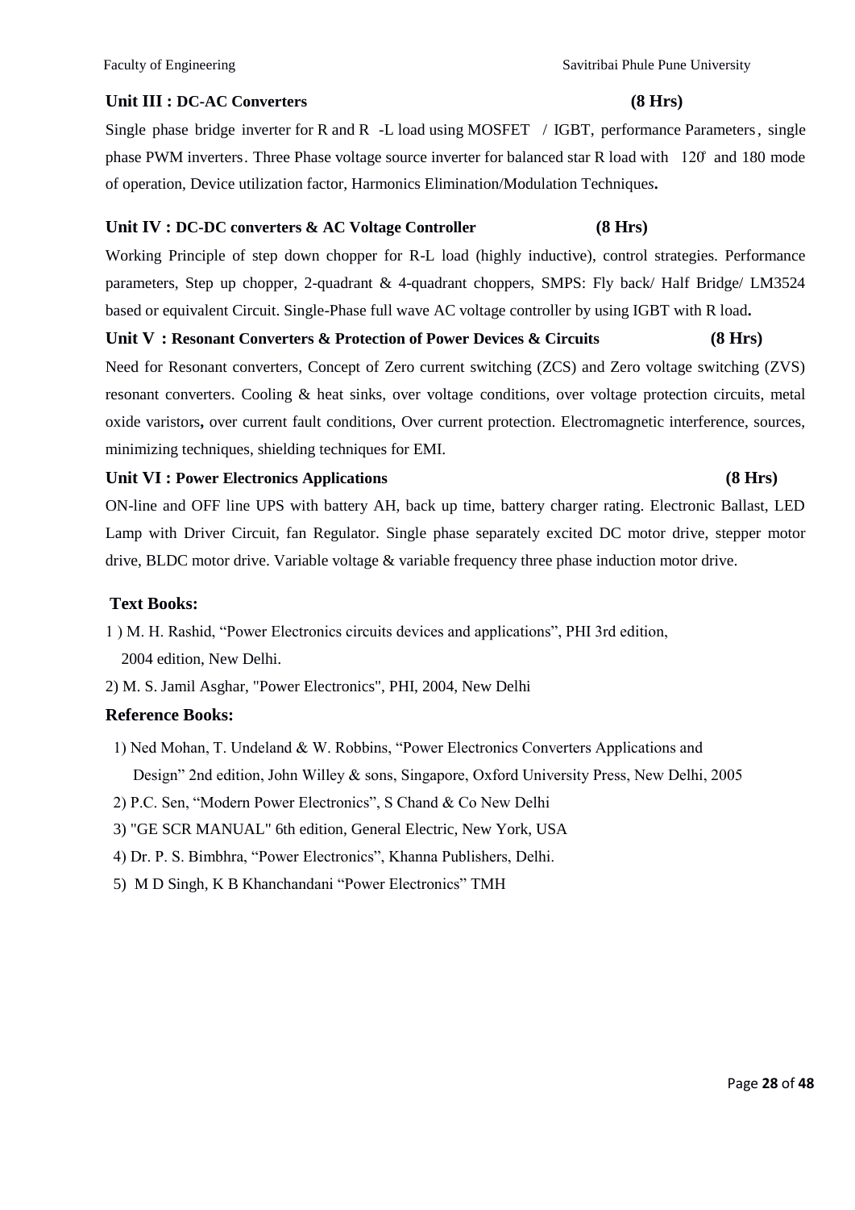### Unit III : DC-AC Converters (8 Hrs)

Single phase bridge inverter for R and R -L load using MOSFET / IGBT, performance Parameters, single phase PWM inverters. Three Phase voltage source inverter for balanced star R load with 120° and 180 mode of operation, Device utilization factor, Harmonics Elimination/Modulation Techniques**.**

### Unit IV : DC-DC converters & AC Voltage Controller (8 Hrs)

Working Principle of step down chopper for R-L load (highly inductive), control strategies. Performance parameters, Step up chopper, 2-quadrant & 4-quadrant choppers, SMPS: Fly back/ Half Bridge/ LM3524 based or equivalent Circuit. Single-Phase full wave AC voltage controller by using IGBT with R load**.**

### Unit V : Resonant Converters & Protection of Power Devices & Circuits (8 Hrs)

Need for Resonant converters, Concept of Zero current switching (ZCS) and Zero voltage switching (ZVS) resonant converters. Cooling & heat sinks, over voltage conditions, over voltage protection circuits, metal oxide varistors**,** over current fault conditions, Over current protection. Electromagnetic interference, sources, minimizing techniques, shielding techniques for EMI.

### Unit VI : Power Electronics Applications (8 Hrs)

ON-line and OFF line UPS with battery AH, back up time, battery charger rating. Electronic Ballast, LED Lamp with Driver Circuit, fan Regulator. Single phase separately excited DC motor drive, stepper motor drive, BLDC motor drive. Variable voltage & variable frequency three phase induction motor drive.

### Text Books:

1 ) M. H. Rashid, "Power Electronics circuits devices and applications", PHI 3rd edition, 2004 edition, New Delhi.

2) M. S. Jamil Asghar, "Power Electronics", PHI, 2004, New Delhi

### Reference Books:

1) Ned Mohan, T. Undeland & W. Robbins, "Power Electronics Converters Applications and Design" 2nd edition, John Willey & sons, Singapore, Oxford University Press, New Delhi, 2005
2) P.C. Sen, "Modern Power Electronics", S Chand & Co New Delhi
3) "GE SCR MANUAL" 6th edition, General Electric, New York, USA
4) Dr. P. S. Bimbhra, "Power Electronics", Khanna Publishers, Delhi.
5) M D Singh, K B Khanchandani "Power Electronics" TMH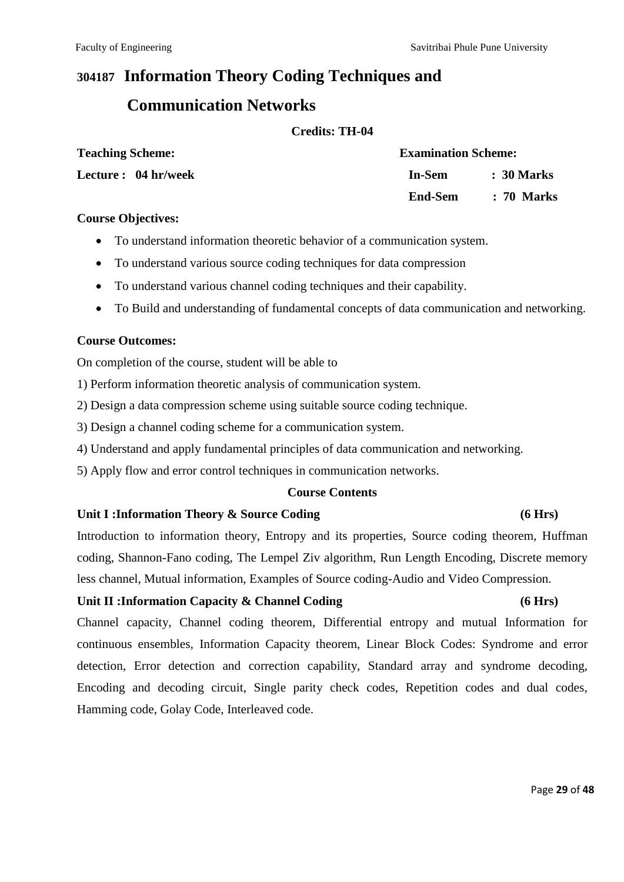# 304187 Information Theory Coding Techniques and Communication Networks

**Credits: TH-04**

| **Teaching Scheme:** | **Examination Scheme:** | |
|---|---|---|
| **Lecture : 04 hr/week** | **In-Sem** | **: 30 Marks** |
| | **End-Sem** | **: 70 Marks** |

**Course Objectives:**

- To understand information theoretic behavior of a communication system.
- To understand various source coding techniques for data compression
- To understand various channel coding techniques and their capability.
- To Build and understanding of fundamental concepts of data communication and networking.

**Course Outcomes:**

On completion of the course, student will be able to

1) Perform information theoretic analysis of communication system.
2) Design a data compression scheme using suitable source coding technique.
3) Design a channel coding scheme for a communication system.
4) Understand and apply fundamental principles of data communication and networking.
5) Apply flow and error control techniques in communication networks.

**Course Contents**

**Unit I :Information Theory & Source Coding (6 Hrs)**

Introduction to information theory, Entropy and its properties, Source coding theorem, Huffman coding, Shannon-Fano coding, The Lempel Ziv algorithm, Run Length Encoding, Discrete memory less channel, Mutual information, Examples of Source coding-Audio and Video Compression.

**Unit II :Information Capacity & Channel Coding (6 Hrs)**

Channel capacity, Channel coding theorem, Differential entropy and mutual Information for continuous ensembles, Information Capacity theorem, Linear Block Codes: Syndrome and error detection, Error detection and correction capability, Standard array and syndrome decoding, Encoding and decoding circuit, Single parity check codes, Repetition codes and dual codes, Hamming code, Golay Code, Interleaved code.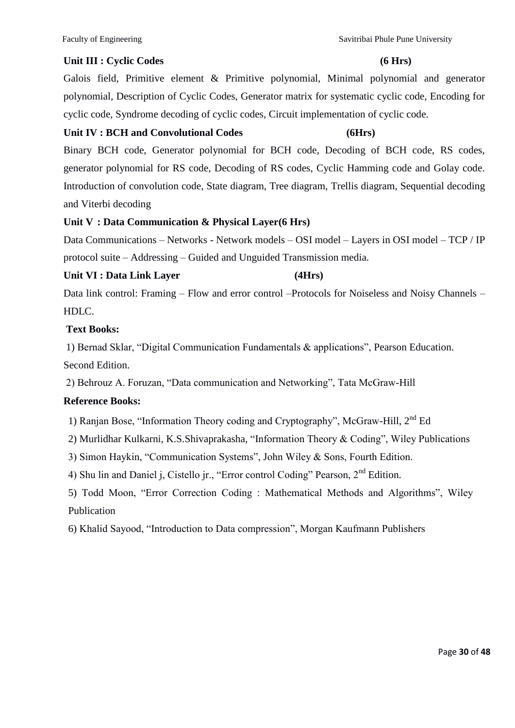**Unit III : Cyclic Codes (6 Hrs)**

Galois field, Primitive element & Primitive polynomial, Minimal polynomial and generator polynomial, Description of Cyclic Codes, Generator matrix for systematic cyclic code, Encoding for cyclic code, Syndrome decoding of cyclic codes, Circuit implementation of cyclic code.

**Unit IV : BCH and Convolutional Codes (6Hrs)**

Binary BCH code, Generator polynomial for BCH code, Decoding of BCH code, RS codes, generator polynomial for RS code, Decoding of RS codes, Cyclic Hamming code and Golay code. Introduction of convolution code, State diagram, Tree diagram, Trellis diagram, Sequential decoding and Viterbi decoding

**Unit V : Data Communication & Physical Layer(6 Hrs)**

Data Communications – Networks - Network models – OSI model – Layers in OSI model – TCP / IP protocol suite – Addressing – Guided and Unguided Transmission media.

**Unit VI : Data Link Layer (4Hrs)**

Data link control: Framing – Flow and error control –Protocols for Noiseless and Noisy Channels – HDLC.

**Text Books:**

1) Bernad Sklar, "Digital Communication Fundamentals & applications", Pearson Education. Second Edition.

2) Behrouz A. Foruzan, "Data communication and Networking", Tata McGraw-Hill

**Reference Books:**

1) Ranjan Bose, "Information Theory coding and Cryptography", McGraw-Hill, 2nd Ed

2) Murlidhar Kulkarni, K.S.Shivaprakasha, "Information Theory & Coding", Wiley Publications

3) Simon Haykin, "Communication Systems", John Wiley & Sons, Fourth Edition.

4) Shu lin and Daniel j, Cistello jr., "Error control Coding" Pearson, 2nd Edition.

5) Todd Moon, "Error Correction Coding : Mathematical Methods and Algorithms", Wiley Publication

6) Khalid Sayood, "Introduction to Data compression", Morgan Kaufmann Publishers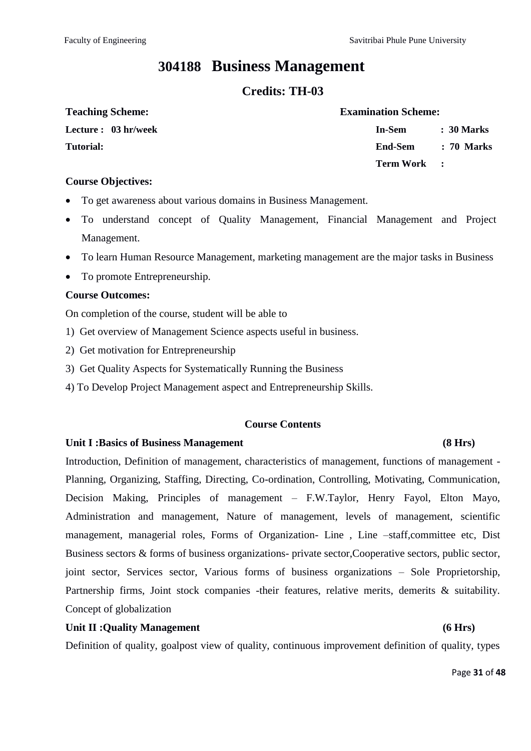# 304188 Business Management

## Credits: TH-03

| **Teaching Scheme:** | **Examination Scheme:** | |
|---|---|---|
| **Lecture : 03 hr/week** | **In-Sem** | **: 30 Marks** |
| **Tutorial:** | **End-Sem** | **: 70 Marks** |
| | **Term Work** | **:** |

**Course Objectives:**

- To get awareness about various domains in Business Management.
- To understand concept of Quality Management, Financial Management and Project Management.
- To learn Human Resource Management, marketing management are the major tasks in Business
- To promote Entrepreneurship.

**Course Outcomes:**

On completion of the course, student will be able to

1) Get overview of Management Science aspects useful in business.
2) Get motivation for Entrepreneurship
3) Get Quality Aspects for Systematically Running the Business
4) To Develop Project Management aspect and Entrepreneurship Skills.

**Course Contents**

**Unit I :Basics of Business Management (8 Hrs)**

Introduction, Definition of management, characteristics of management, functions of management - Planning, Organizing, Staffing, Directing, Co-ordination, Controlling, Motivating, Communication, Decision Making, Principles of management – F.W.Taylor, Henry Fayol, Elton Mayo, Administration and management, Nature of management, levels of management, scientific management, managerial roles, Forms of Organization- Line , Line –staff,committee etc, Dist Business sectors & forms of business organizations- private sector,Cooperative sectors, public sector, joint sector, Services sector, Various forms of business organizations – Sole Proprietorship, Partnership firms, Joint stock companies -their features, relative merits, demerits & suitability. Concept of globalization

**Unit II :Quality Management (6 Hrs)**

Definition of quality, goalpost view of quality, continuous improvement definition of quality, types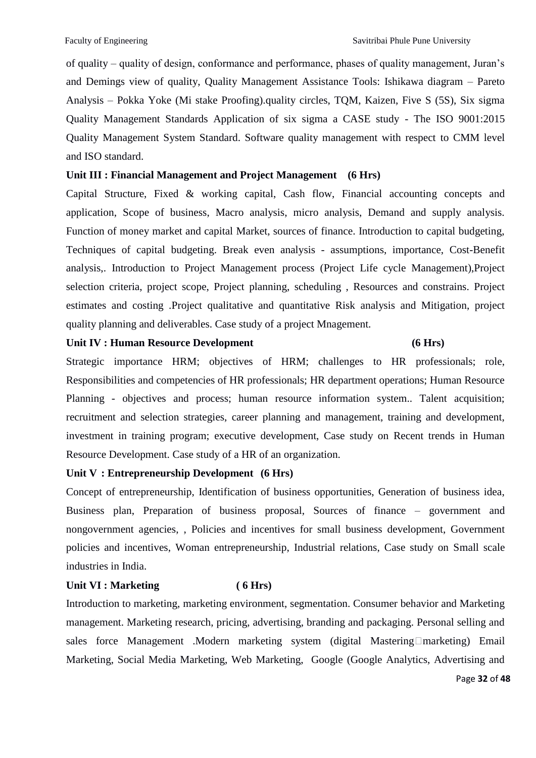of quality – quality of design, conformance and performance, phases of quality management, Juran's and Demings view of quality, Quality Management Assistance Tools: Ishikawa diagram – Pareto Analysis – Pokka Yoke (Mi stake Proofing).quality circles, TQM, Kaizen, Five S (5S), Six sigma Quality Management Standards Application of six sigma a CASE study - The ISO 9001:2015 Quality Management System Standard. Software quality management with respect to CMM level and ISO standard.

**Unit III : Financial Management and Project Management (6 Hrs)**

Capital Structure, Fixed & working capital, Cash flow, Financial accounting concepts and application, Scope of business, Macro analysis, micro analysis, Demand and supply analysis. Function of money market and capital Market, sources of finance. Introduction to capital budgeting, Techniques of capital budgeting. Break even analysis - assumptions, importance, Cost-Benefit analysis,. Introduction to Project Management process (Project Life cycle Management),Project selection criteria, project scope, Project planning, scheduling , Resources and constrains. Project estimates and costing .Project qualitative and quantitative Risk analysis and Mitigation, project quality planning and deliverables. Case study of a project Mnagement.

**Unit IV : Human Resource Development (6 Hrs)**

Strategic importance HRM; objectives of HRM; challenges to HR professionals; role, Responsibilities and competencies of HR professionals; HR department operations; Human Resource Planning - objectives and process; human resource information system.. Talent acquisition; recruitment and selection strategies, career planning and management, training and development, investment in training program; executive development, Case study on Recent trends in Human Resource Development. Case study of a HR of an organization.

**Unit V : Entrepreneurship Development (6 Hrs)**

Concept of entrepreneurship, Identification of business opportunities, Generation of business idea, Business plan, Preparation of business proposal, Sources of finance – government and nongovernment agencies, , Policies and incentives for small business development, Government policies and incentives, Woman entrepreneurship, Industrial relations, Case study on Small scale industries in India.

**Unit VI : Marketing ( 6 Hrs)**

Introduction to marketing, marketing environment, segmentation. Consumer behavior and Marketing management. Marketing research, pricing, advertising, branding and packaging. Personal selling and sales force Management .Modern marketing system (digital Mastering marketing) Email Marketing, Social Media Marketing, Web Marketing, Google (Google Analytics, Advertising and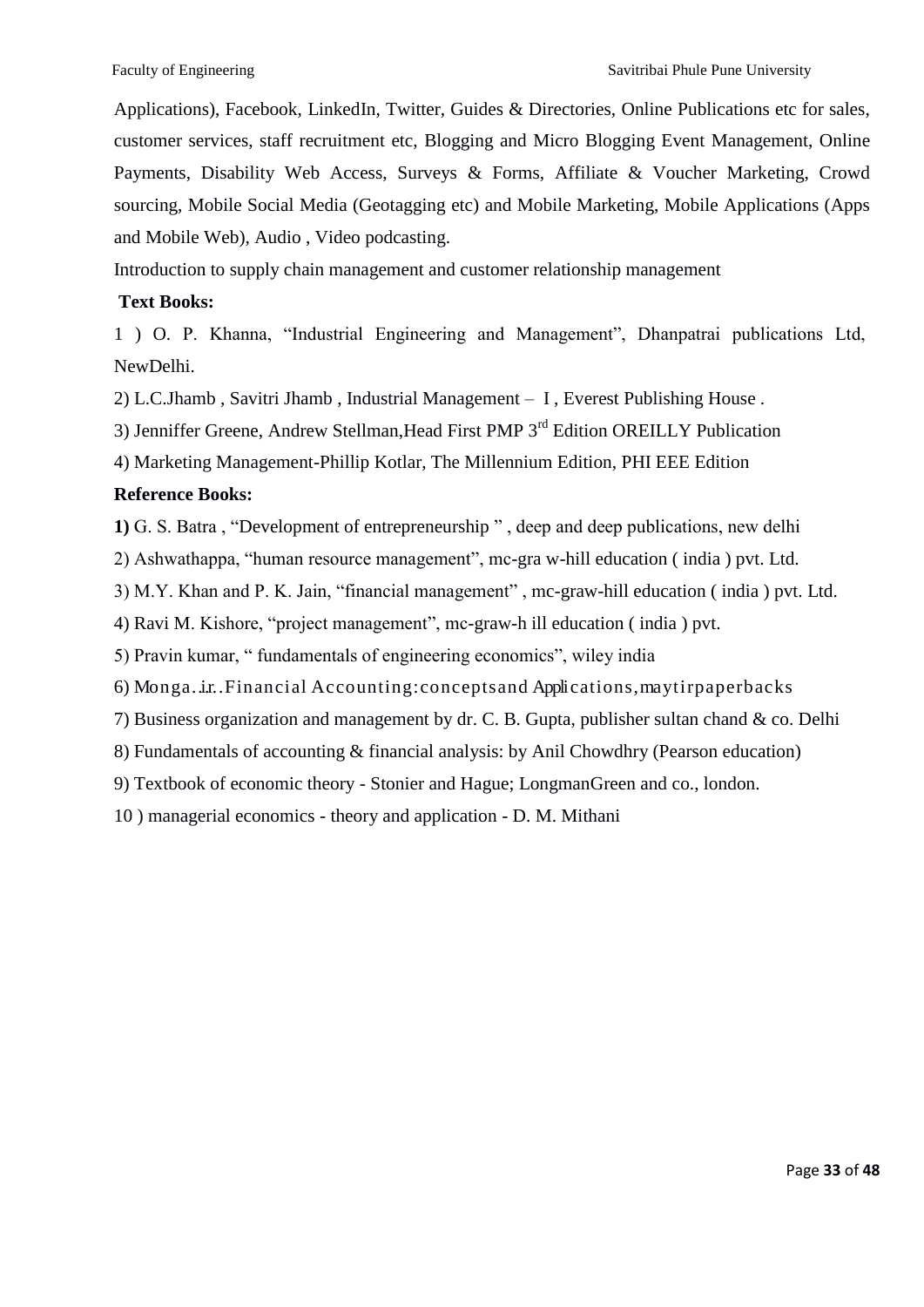Applications), Facebook, LinkedIn, Twitter, Guides & Directories, Online Publications etc for sales, customer services, staff recruitment etc, Blogging and Micro Blogging Event Management, Online Payments, Disability Web Access, Surveys & Forms, Affiliate & Voucher Marketing, Crowd sourcing, Mobile Social Media (Geotagging etc) and Mobile Marketing, Mobile Applications (Apps and Mobile Web), Audio , Video podcasting.

Introduction to supply chain management and customer relationship management

**Text Books:**

1 ) O. P. Khanna, "Industrial Engineering and Management", Dhanpatrai publications Ltd, NewDelhi.

2) L.C.Jhamb , Savitri Jhamb , Industrial Management – I , Everest Publishing House .

3) Jenniffer Greene, Andrew Stellman,Head First PMP 3rd Edition OREILLY Publication

4) Marketing Management-Phillip Kotlar, The Millennium Edition, PHI EEE Edition

**Reference Books:**

**1)** G. S. Batra , "Development of entrepreneurship " , deep and deep publications, new delhi

2) Ashwathappa, "human resource management", mc-gra w-hill education ( india ) pvt. Ltd.

3) M.Y. Khan and P. K. Jain, "financial management" , mc-graw-hill education ( india ) pvt. Ltd.

4) Ravi M. Kishore, "project management", mc-graw-h ill education ( india ) pvt.

5) Pravin kumar, " fundamentals of engineering economics", wiley india

6) Monga..ir..Financial Accounting:conceptsand Applications,maytirpaperbacks

7) Business organization and management by dr. C. B. Gupta, publisher sultan chand & co. Delhi

8) Fundamentals of accounting & financial analysis: by Anil Chowdhry (Pearson education)

9) Textbook of economic theory - Stonier and Hague; LongmanGreen and co., london.

10 ) managerial economics - theory and application - D. M. Mithani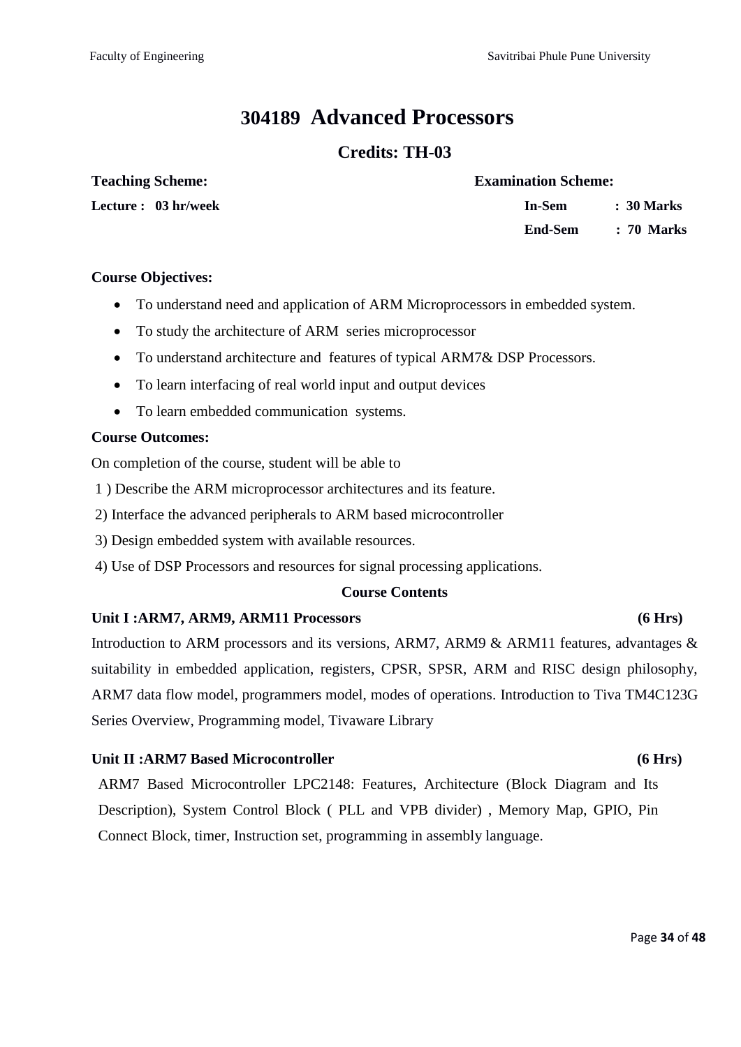# 304189 Advanced Processors

## Credits: TH-03

| **Teaching Scheme:** | **Examination Scheme:** | |
|---|---|---|
| **Lecture : 03 hr/week** | **In-Sem** | **: 30 Marks** |
| | **End-Sem** | **: 70 Marks** |

**Course Objectives:**

- To understand need and application of ARM Microprocessors in embedded system.
- To study the architecture of ARM series microprocessor
- To understand architecture and features of typical ARM7& DSP Processors.
- To learn interfacing of real world input and output devices
- To learn embedded communication systems.

**Course Outcomes:**

On completion of the course, student will be able to

1 ) Describe the ARM microprocessor architectures and its feature.

2) Interface the advanced peripherals to ARM based microcontroller

3) Design embedded system with available resources.

4) Use of DSP Processors and resources for signal processing applications.

**Course Contents**

**Unit I :ARM7, ARM9, ARM11 Processors (6 Hrs)**

Introduction to ARM processors and its versions, ARM7, ARM9 & ARM11 features, advantages & suitability in embedded application, registers, CPSR, SPSR, ARM and RISC design philosophy, ARM7 data flow model, programmers model, modes of operations. Introduction to Tiva TM4C123G Series Overview, Programming model, Tivaware Library

**Unit II :ARM7 Based Microcontroller (6 Hrs)**

ARM7 Based Microcontroller LPC2148: Features, Architecture (Block Diagram and Its Description), System Control Block ( PLL and VPB divider) , Memory Map, GPIO, Pin Connect Block, timer, Instruction set, programming in assembly language.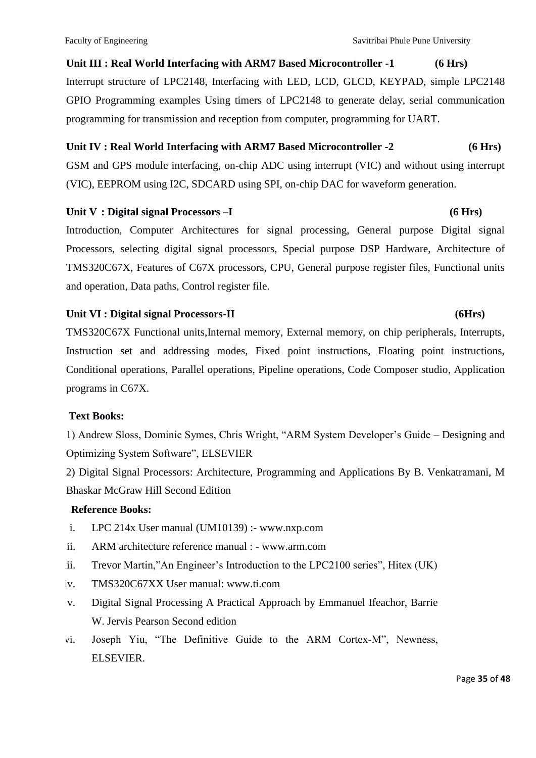**Unit III : Real World Interfacing with ARM7 Based Microcontroller -1 (6 Hrs)**

Interrupt structure of LPC2148, Interfacing with LED, LCD, GLCD, KEYPAD, simple LPC2148 GPIO Programming examples Using timers of LPC2148 to generate delay, serial communication programming for transmission and reception from computer, programming for UART.

**Unit IV : Real World Interfacing with ARM7 Based Microcontroller -2 (6 Hrs)**

GSM and GPS module interfacing, on-chip ADC using interrupt (VIC) and without using interrupt (VIC), EEPROM using I2C, SDCARD using SPI, on-chip DAC for waveform generation.

**Unit V : Digital signal Processors –I (6 Hrs)**

Introduction, Computer Architectures for signal processing, General purpose Digital signal Processors, selecting digital signal processors, Special purpose DSP Hardware, Architecture of TMS320C67X, Features of C67X processors, CPU, General purpose register files, Functional units and operation, Data paths, Control register file.

**Unit VI : Digital signal Processors-II (6Hrs)**

TMS320C67X Functional units,Internal memory, External memory, on chip peripherals, Interrupts, Instruction set and addressing modes, Fixed point instructions, Floating point instructions, Conditional operations, Parallel operations, Pipeline operations, Code Composer studio, Application programs in C67X.

**Text Books:**

1) Andrew Sloss, Dominic Symes, Chris Wright, "ARM System Developer's Guide – Designing and Optimizing System Software", ELSEVIER

2) Digital Signal Processors: Architecture, Programming and Applications By B. Venkatramani, M Bhaskar McGraw Hill Second Edition

**Reference Books:**

i. LPC 214x User manual (UM10139) :- www.nxp.com

ii. ARM architecture reference manual : - www.arm.com

iii. Trevor Martin,"An Engineer's Introduction to the LPC2100 series", Hitex (UK)

iv. TMS320C67XX User manual: www.ti.com

v. Digital Signal Processing A Practical Approach by Emmanuel Ifeachor, Barrie W. Jervis Pearson Second edition

vi. Joseph Yiu, "The Definitive Guide to the ARM Cortex-M", Newness, ELSEVIER.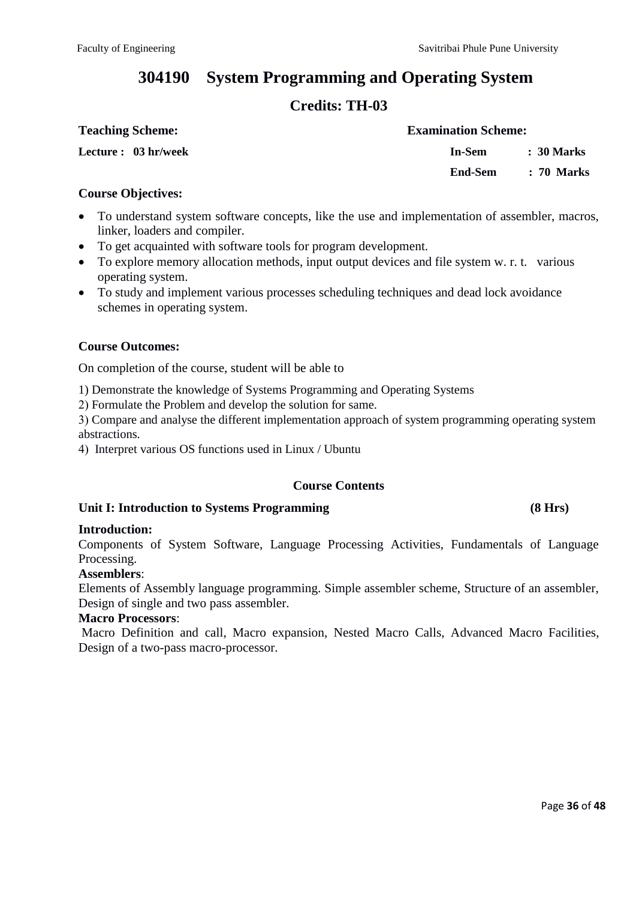# 304190 System Programming and Operating System

## Credits: TH-03

| **Teaching Scheme:** | **Examination Scheme:** | |
|---|---|---|
| **Lecture : 03 hr/week** | **In-Sem** | **: 30 Marks** |
| | **End-Sem** | **: 70 Marks** |

**Course Objectives:**

- To understand system software concepts, like the use and implementation of assembler, macros, linker, loaders and compiler.
- To get acquainted with software tools for program development.
- To explore memory allocation methods, input output devices and file system w. r. t. various operating system.
- To study and implement various processes scheduling techniques and dead lock avoidance schemes in operating system.

**Course Outcomes:**

On completion of the course, student will be able to

1) Demonstrate the knowledge of Systems Programming and Operating Systems
2) Formulate the Problem and develop the solution for same.
3) Compare and analyse the different implementation approach of system programming operating system abstractions.
4) Interpret various OS functions used in Linux / Ubuntu

**Course Contents**

**Unit I: Introduction to Systems Programming (8 Hrs)**

**Introduction:**
Components of System Software, Language Processing Activities, Fundamentals of Language Processing.

**Assemblers**:
Elements of Assembly language programming. Simple assembler scheme, Structure of an assembler, Design of single and two pass assembler.

**Macro Processors**:
Macro Definition and call, Macro expansion, Nested Macro Calls, Advanced Macro Facilities, Design of a two-pass macro-processor.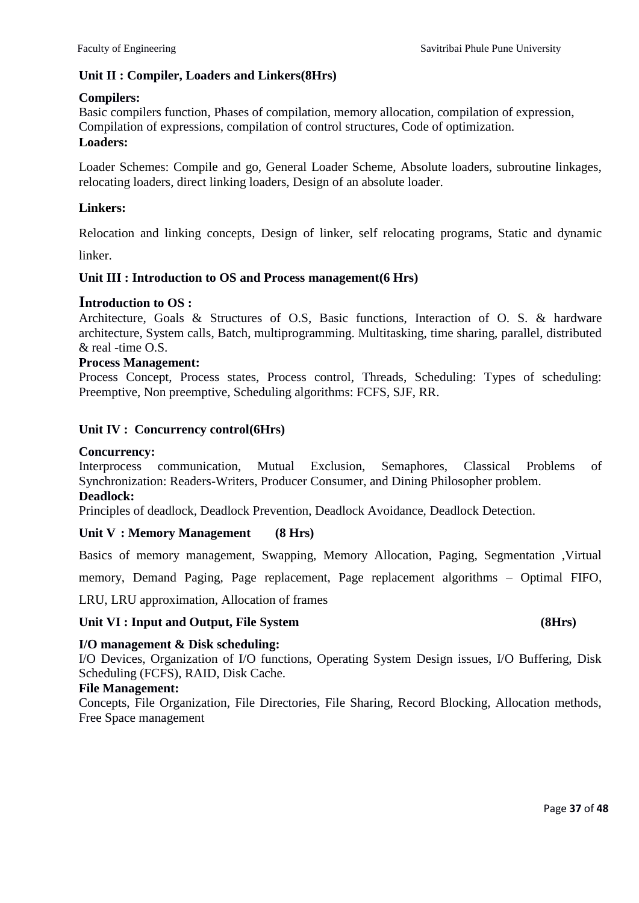### Unit II : Compiler, Loaders and Linkers(8Hrs)

**Compilers:**

Basic compilers function, Phases of compilation, memory allocation, compilation of expression, Compilation of expressions, compilation of control structures, Code of optimization.

**Loaders:**

Loader Schemes: Compile and go, General Loader Scheme, Absolute loaders, subroutine linkages, relocating loaders, direct linking loaders, Design of an absolute loader.

**Linkers:**

Relocation and linking concepts, Design of linker, self relocating programs, Static and dynamic linker.

### Unit III : Introduction to OS and Process management(6 Hrs)

**Introduction to OS :**

Architecture, Goals & Structures of O.S, Basic functions, Interaction of O. S. & hardware architecture, System calls, Batch, multiprogramming. Multitasking, time sharing, parallel, distributed & real -time O.S.

**Process Management:**

Process Concept, Process states, Process control, Threads, Scheduling: Types of scheduling: Preemptive, Non preemptive, Scheduling algorithms: FCFS, SJF, RR.

### Unit IV : Concurrency control(6Hrs)

**Concurrency:**

Interprocess communication, Mutual Exclusion, Semaphores, Classical Problems of Synchronization: Readers-Writers, Producer Consumer, and Dining Philosopher problem.

**Deadlock:**

Principles of deadlock, Deadlock Prevention, Deadlock Avoidance, Deadlock Detection.

### Unit V : Memory Management (8 Hrs)

Basics of memory management, Swapping, Memory Allocation, Paging, Segmentation ,Virtual memory, Demand Paging, Page replacement, Page replacement algorithms – Optimal FIFO, LRU, LRU approximation, Allocation of frames

### Unit VI : Input and Output, File System (8Hrs)

**I/O management & Disk scheduling:**

I/O Devices, Organization of I/O functions, Operating System Design issues, I/O Buffering, Disk Scheduling (FCFS), RAID, Disk Cache.

**File Management:**

Concepts, File Organization, File Directories, File Sharing, Record Blocking, Allocation methods, Free Space management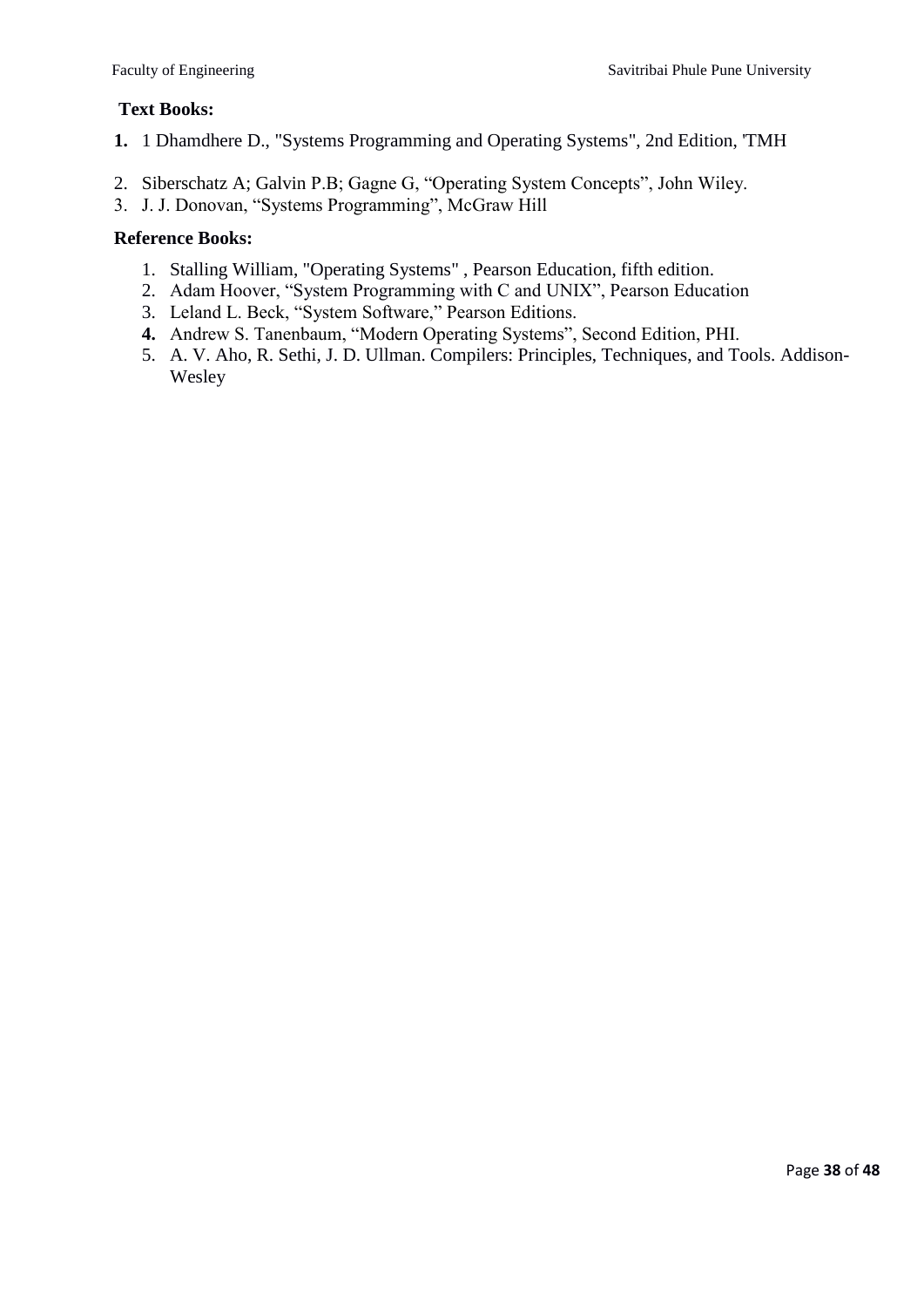**Text Books:**

1. 1 Dhamdhere D., "Systems Programming and Operating Systems", 2nd Edition, 'TMH
2. Siberschatz A; Galvin P.B; Gagne G, "Operating System Concepts", John Wiley.
3. J. J. Donovan, "Systems Programming", McGraw Hill

**Reference Books:**

1. Stalling William, "Operating Systems" , Pearson Education, fifth edition.
2. Adam Hoover, "System Programming with C and UNIX", Pearson Education
3. Leland L. Beck, "System Software," Pearson Editions.
4. Andrew S. Tanenbaum, "Modern Operating Systems", Second Edition, PHI.
5. A. V. Aho, R. Sethi, J. D. Ullman. Compilers: Principles, Techniques, and Tools. Addison-Wesley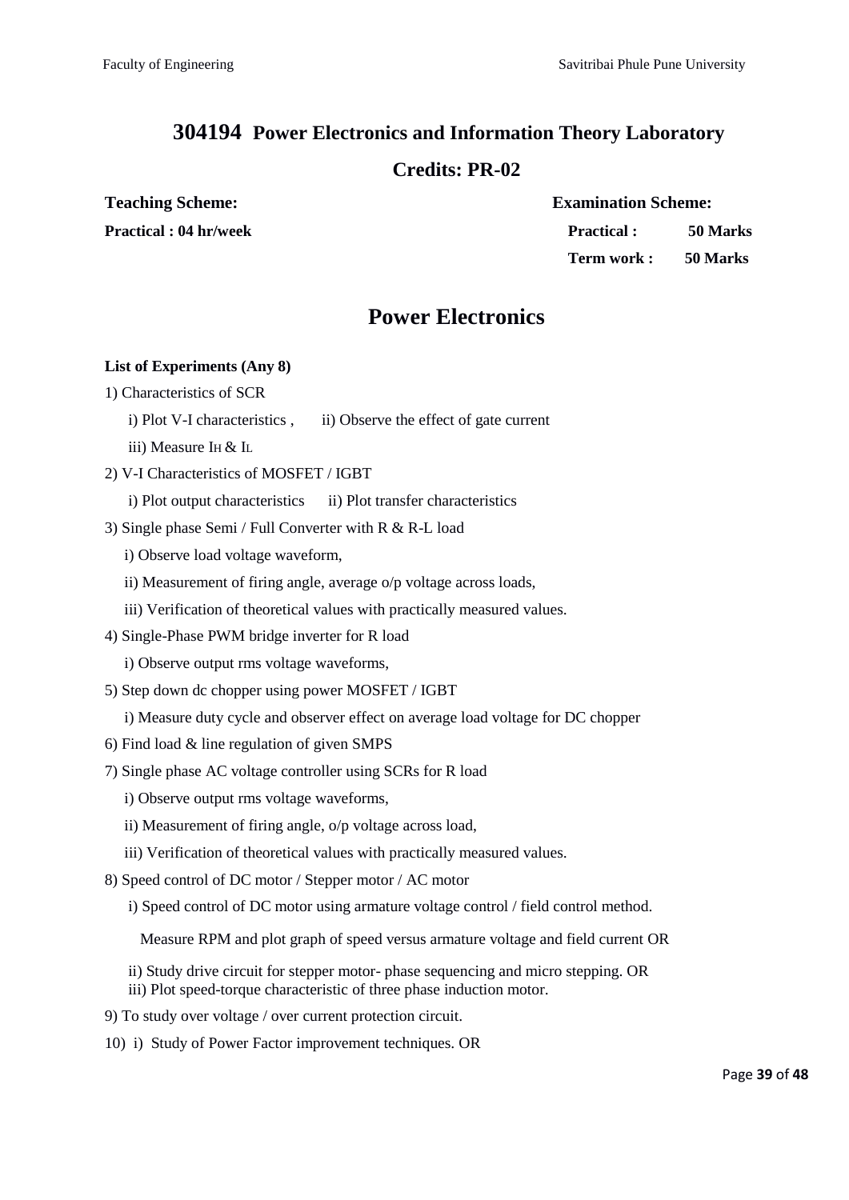# 304194 Power Electronics and Information Theory Laboratory

## Credits: PR-02

| **Teaching Scheme:** | **Examination Scheme:** | |
|---|---|---|
| **Practical : 04 hr/week** | **Practical :** | **50 Marks** |
| | **Term work :** | **50 Marks** |

## Power Electronics

**List of Experiments (Any 8)**

1) Characteristics of SCR
   - i) Plot V-I characteristics , ii) Observe the effect of gate current
   - iii) Measure $I_H$ & $I_L$
2) V-I Characteristics of MOSFET / IGBT
   - i) Plot output characteristics ii) Plot transfer characteristics
3) Single phase Semi / Full Converter with R & R-L load
   - i) Observe load voltage waveform,
   - ii) Measurement of firing angle, average o/p voltage across loads,
   - iii) Verification of theoretical values with practically measured values.
4) Single-Phase PWM bridge inverter for R load
   - i) Observe output rms voltage waveforms,
5) Step down dc chopper using power MOSFET / IGBT
   - i) Measure duty cycle and observer effect on average load voltage for DC chopper
6) Find load & line regulation of given SMPS
7) Single phase AC voltage controller using SCRs for R load
   - i) Observe output rms voltage waveforms,
   - ii) Measurement of firing angle, o/p voltage across load,
   - iii) Verification of theoretical values with practically measured values.
8) Speed control of DC motor / Stepper motor / AC motor
   - i) Speed control of DC motor using armature voltage control / field control method.

     Measure RPM and plot graph of speed versus armature voltage and field current OR
   - ii) Study drive circuit for stepper motor- phase sequencing and micro stepping. OR
   - iii) Plot speed-torque characteristic of three phase induction motor.
9) To study over voltage / over current protection circuit.
10) i) Study of Power Factor improvement techniques. OR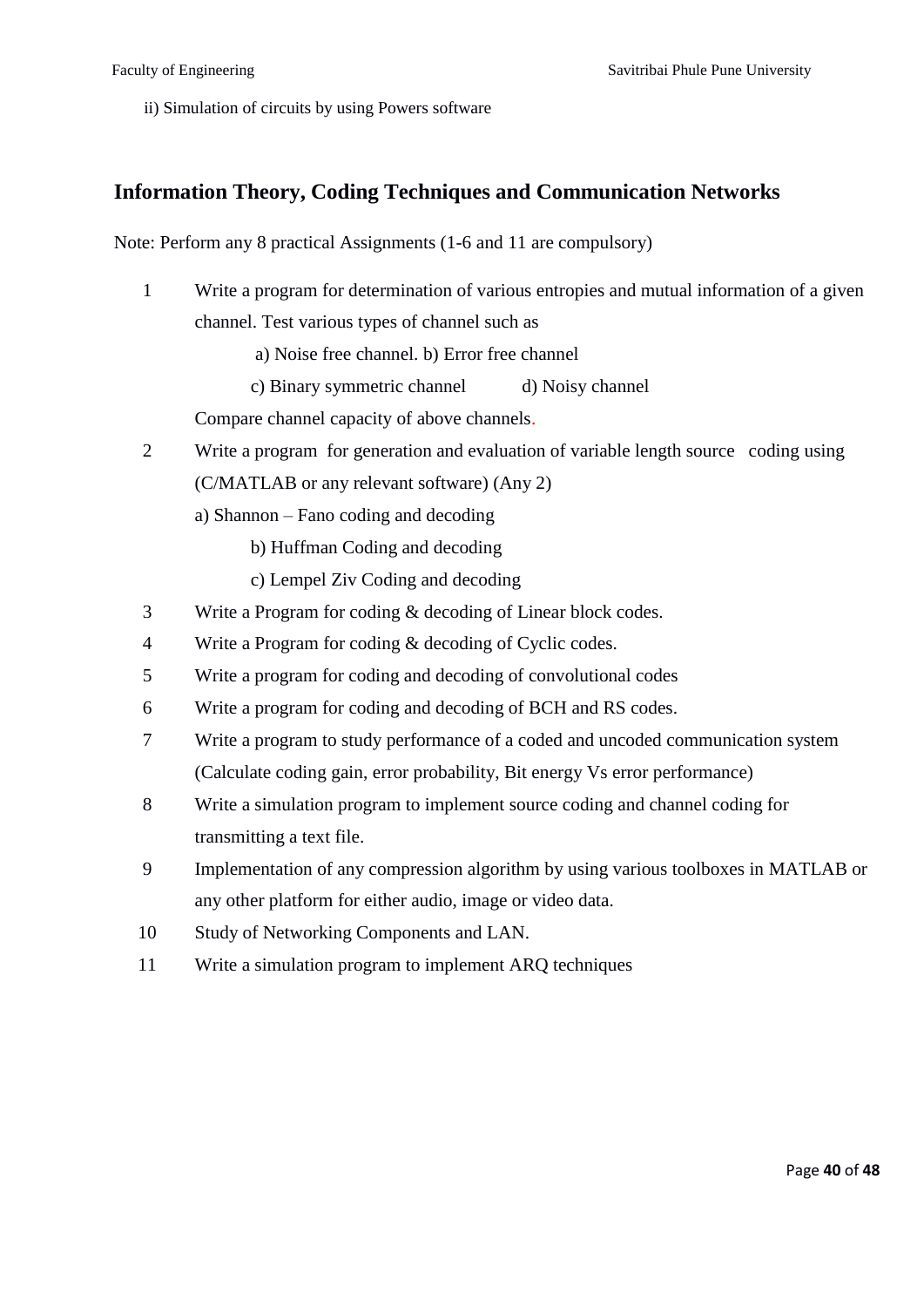ii) Simulation of circuits by using Powers software

## Information Theory, Coding Techniques and Communication Networks

Note: Perform any 8 practical Assignments (1-6 and 11 are compulsory)

1. Write a program for determination of various entropies and mutual information of a given channel. Test various types of channel such as

   a) Noise free channel. b) Error free channel

   c) Binary symmetric channel d) Noisy channel

   Compare channel capacity of above channels.

2. Write a program for generation and evaluation of variable length source coding using (C/MATLAB or any relevant software) (Any 2)

   a) Shannon – Fano coding and decoding

   b) Huffman Coding and decoding

   c) Lempel Ziv Coding and decoding

3. Write a Program for coding & decoding of Linear block codes.
4. Write a Program for coding & decoding of Cyclic codes.
5. Write a program for coding and decoding of convolutional codes
6. Write a program for coding and decoding of BCH and RS codes.
7. Write a program to study performance of a coded and uncoded communication system (Calculate coding gain, error probability, Bit energy Vs error performance)
8. Write a simulation program to implement source coding and channel coding for transmitting a text file.
9. Implementation of any compression algorithm by using various toolboxes in MATLAB or any other platform for either audio, image or video data.
10. Study of Networking Components and LAN.
11. Write a simulation program to implement ARQ techniques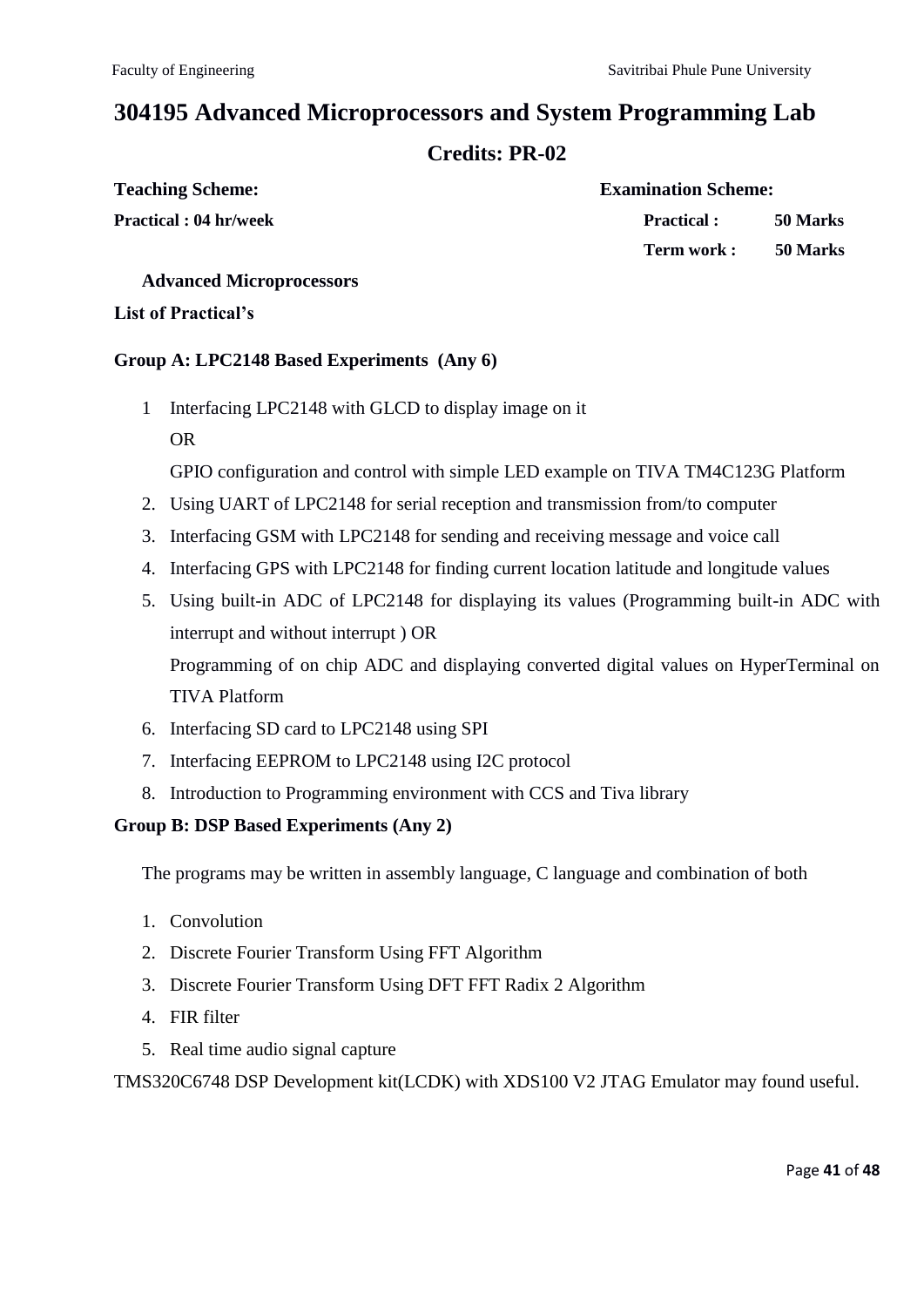# 304195 Advanced Microprocessors and System Programming Lab

## Credits: PR-02

| **Teaching Scheme:** | **Examination Scheme:** | |
|---|---|---|
| **Practical : 04 hr/week** | **Practical :** | **50 Marks** |
| | **Term work :** | **50 Marks** |

**Advanced Microprocessors**

**List of Practical's**

**Group A: LPC2148 Based Experiments (Any 6)**

1 Interfacing LPC2148 with GLCD to display image on it
  OR
  GPIO configuration and control with simple LED example on TIVA TM4C123G Platform
2. Using UART of LPC2148 for serial reception and transmission from/to computer
3. Interfacing GSM with LPC2148 for sending and receiving message and voice call
4. Interfacing GPS with LPC2148 for finding current location latitude and longitude values
5. Using built-in ADC of LPC2148 for displaying its values (Programming built-in ADC with interrupt and without interrupt ) OR
   Programming of on chip ADC and displaying converted digital values on HyperTerminal on TIVA Platform
6. Interfacing SD card to LPC2148 using SPI
7. Interfacing EEPROM to LPC2148 using I2C protocol
8. Introduction to Programming environment with CCS and Tiva library

**Group B: DSP Based Experiments (Any 2)**

The programs may be written in assembly language, C language and combination of both

1. Convolution
2. Discrete Fourier Transform Using FFT Algorithm
3. Discrete Fourier Transform Using DFT FFT Radix 2 Algorithm
4. FIR filter
5. Real time audio signal capture

TMS320C6748 DSP Development kit(LCDK) with XDS100 V2 JTAG Emulator may found useful.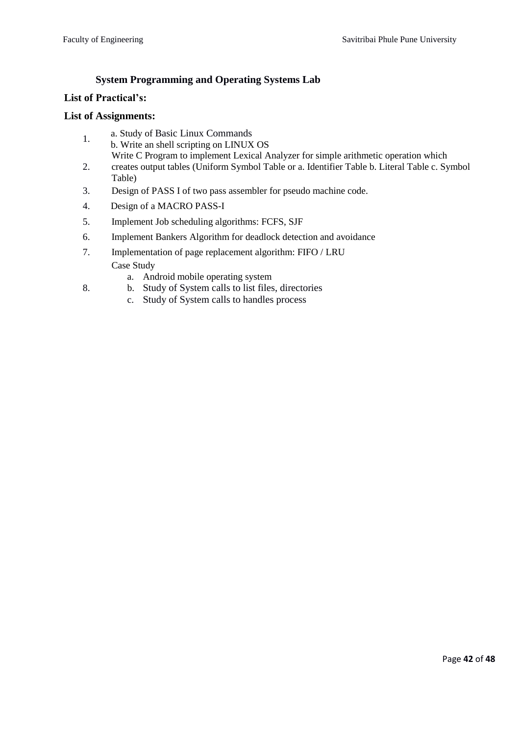### System Programming and Operating Systems Lab

**List of Practical's:**

**List of Assignments:**

1. a. Study of Basic Linux Commands
   b. Write an shell scripting on LINUX OS
2. Write C Program to implement Lexical Analyzer for simple arithmetic operation which creates output tables (Uniform Symbol Table or a. Identifier Table b. Literal Table c. Symbol Table)
3. Design of PASS I of two pass assembler for pseudo machine code.
4. Design of a MACRO PASS-I
5. Implement Job scheduling algorithms: FCFS, SJF
6. Implement Bankers Algorithm for deadlock detection and avoidance
7. Implementation of page replacement algorithm: FIFO / LRU
8. Case Study
   a. Android mobile operating system
   b. Study of System calls to list files, directories
   c. Study of System calls to handles process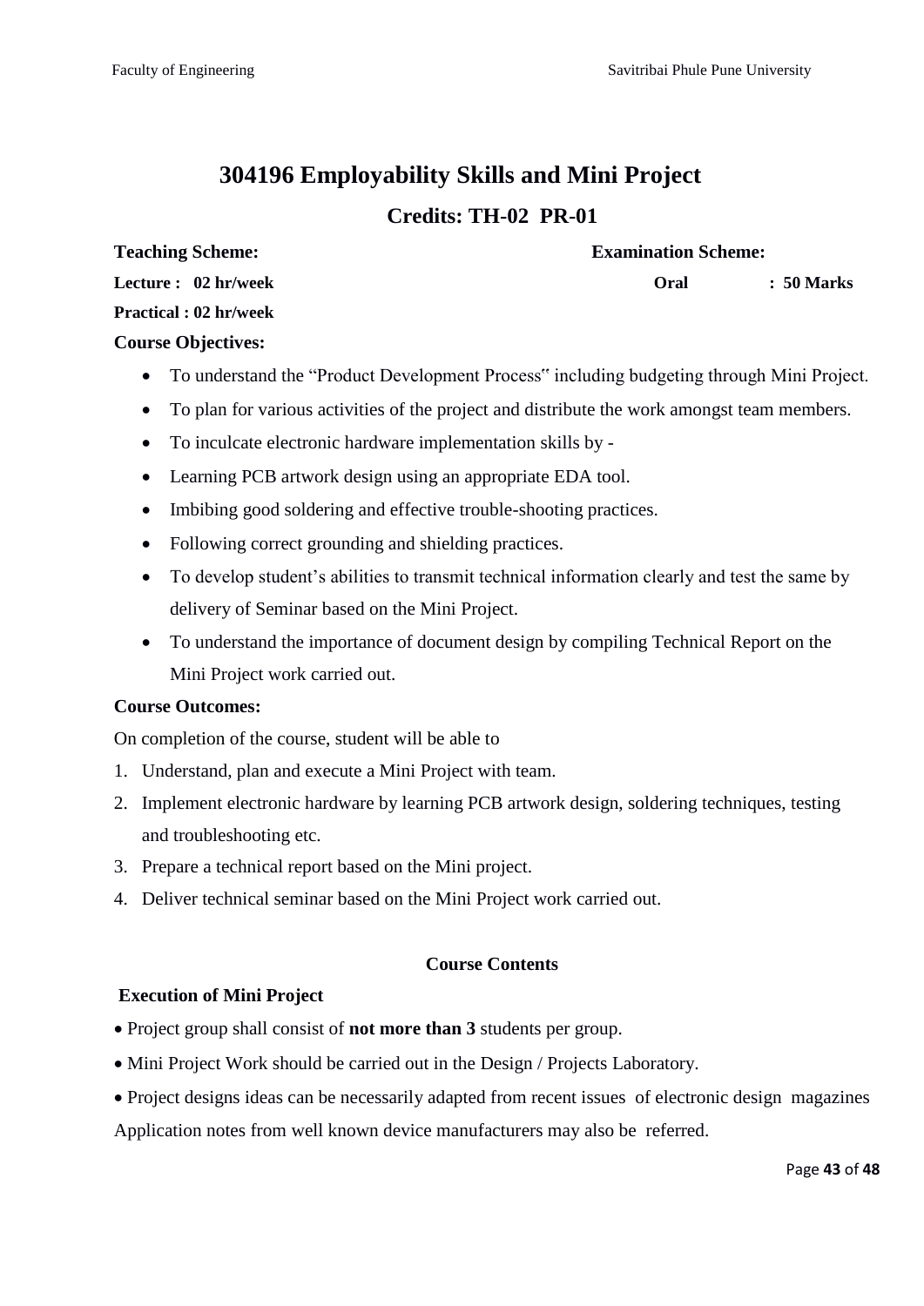# 304196 Employability Skills and Mini Project

## Credits: TH-02 PR-01

| **Teaching Scheme:** | **Examination Scheme:** |
|---|---|
| **Lecture : 02 hr/week** | **Oral : 50 Marks** |
| **Practical : 02 hr/week** | |

**Course Objectives:**

- To understand the "Product Development Process" including budgeting through Mini Project.
- To plan for various activities of the project and distribute the work amongst team members.
- To inculcate electronic hardware implementation skills by -
- Learning PCB artwork design using an appropriate EDA tool.
- Imbibing good soldering and effective trouble-shooting practices.
- Following correct grounding and shielding practices.
- To develop student's abilities to transmit technical information clearly and test the same by delivery of Seminar based on the Mini Project.
- To understand the importance of document design by compiling Technical Report on the Mini Project work carried out.

**Course Outcomes:**

On completion of the course, student will be able to

1. Understand, plan and execute a Mini Project with team.
2. Implement electronic hardware by learning PCB artwork design, soldering techniques, testing and troubleshooting etc.
3. Prepare a technical report based on the Mini project.
4. Deliver technical seminar based on the Mini Project work carried out.

**Course Contents**

**Execution of Mini Project**

- Project group shall consist of **not more than 3** students per group.
- Mini Project Work should be carried out in the Design / Projects Laboratory.
- Project designs ideas can be necessarily adapted from recent issues of electronic design magazines Application notes from well known device manufacturers may also be referred.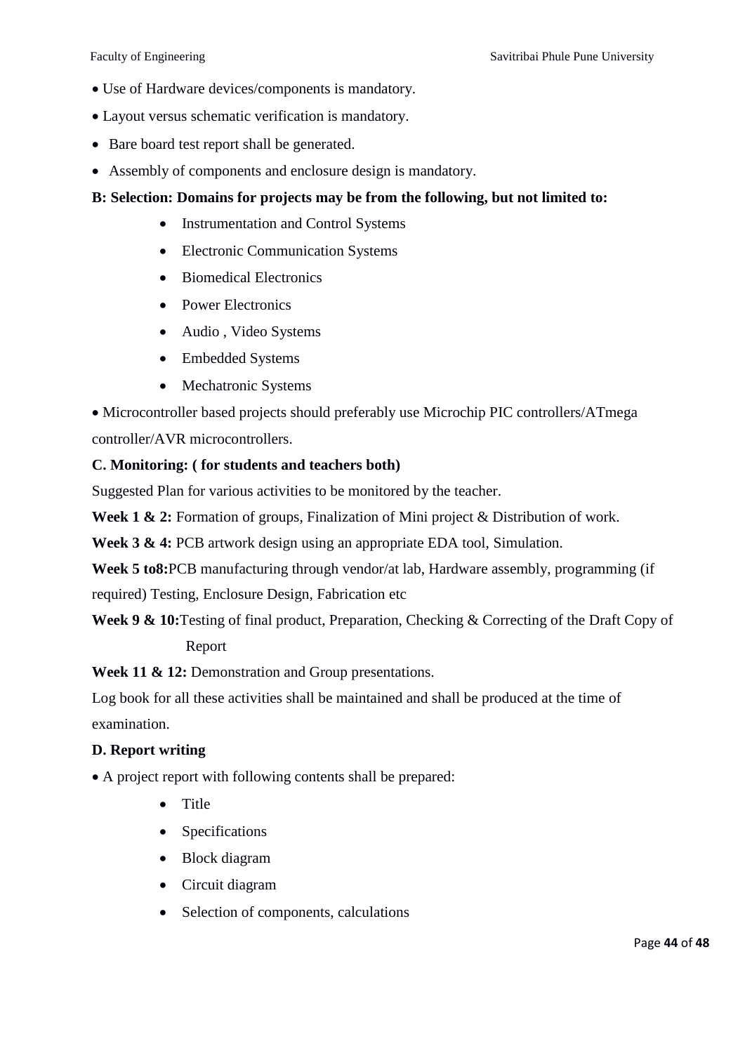- Use of Hardware devices/components is mandatory.
- Layout versus schematic verification is mandatory.
- Bare board test report shall be generated.
- Assembly of components and enclosure design is mandatory.

**B: Selection: Domains for projects may be from the following, but not limited to:**

- Instrumentation and Control Systems
- Electronic Communication Systems
- Biomedical Electronics
- Power Electronics
- Audio , Video Systems
- Embedded Systems
- Mechatronic Systems

- Microcontroller based projects should preferably use Microchip PIC controllers/ATmega controller/AVR microcontrollers.

**C. Monitoring: ( for students and teachers both)**

Suggested Plan for various activities to be monitored by the teacher.

**Week 1 & 2:** Formation of groups, Finalization of Mini project & Distribution of work.

**Week 3 & 4:** PCB artwork design using an appropriate EDA tool, Simulation.

**Week 5 to8:**PCB manufacturing through vendor/at lab, Hardware assembly, programming (if required) Testing, Enclosure Design, Fabrication etc

**Week 9 & 10:**Testing of final product, Preparation, Checking & Correcting of the Draft Copy of Report

**Week 11 & 12:** Demonstration and Group presentations.

Log book for all these activities shall be maintained and shall be produced at the time of examination.

**D. Report writing**

- A project report with following contents shall be prepared:
  - Title
  - Specifications
  - Block diagram
  - Circuit diagram
  - Selection of components, calculations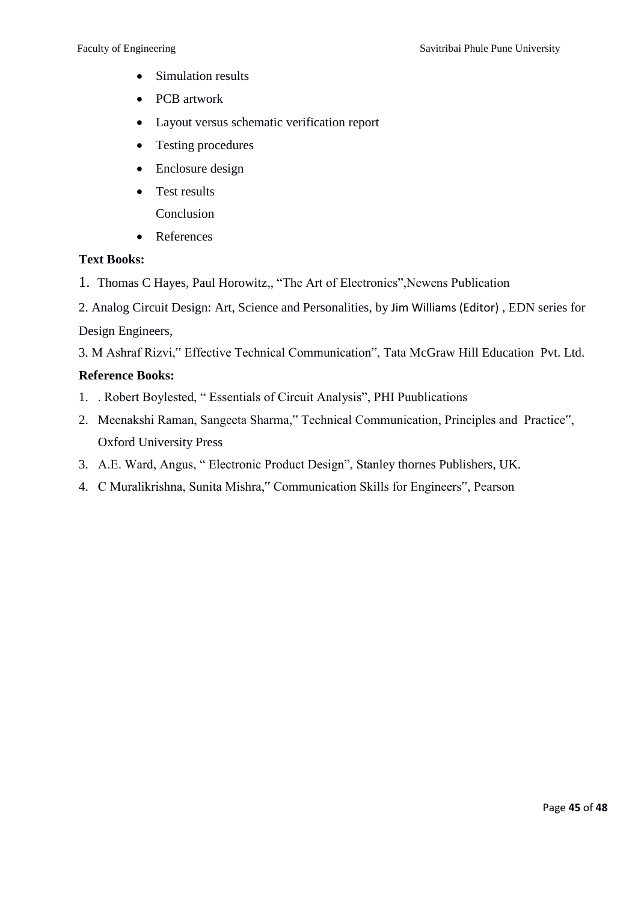- Simulation results
- PCB artwork
- Layout versus schematic verification report
- Testing procedures
- Enclosure design
- Test results

  Conclusion
- References

**Text Books:**

1. Thomas C Hayes, Paul Horowitz,, "The Art of Electronics",Newens Publication

2. Analog Circuit Design: Art, Science and Personalities, by Jim Williams (Editor) , EDN series for Design Engineers,

3. M Ashraf Rizvi," Effective Technical Communication", Tata McGraw Hill Education Pvt. Ltd.

**Reference Books:**

1. . Robert Boylested, " Essentials of Circuit Analysis", PHI Puublications
2. Meenakshi Raman, Sangeeta Sharma," Technical Communication, Principles and Practice", Oxford University Press
3. A.E. Ward, Angus, " Electronic Product Design", Stanley thornes Publishers, UK.
4. C Muralikrishna, Sunita Mishra," Communication Skills for Engineers", Pearson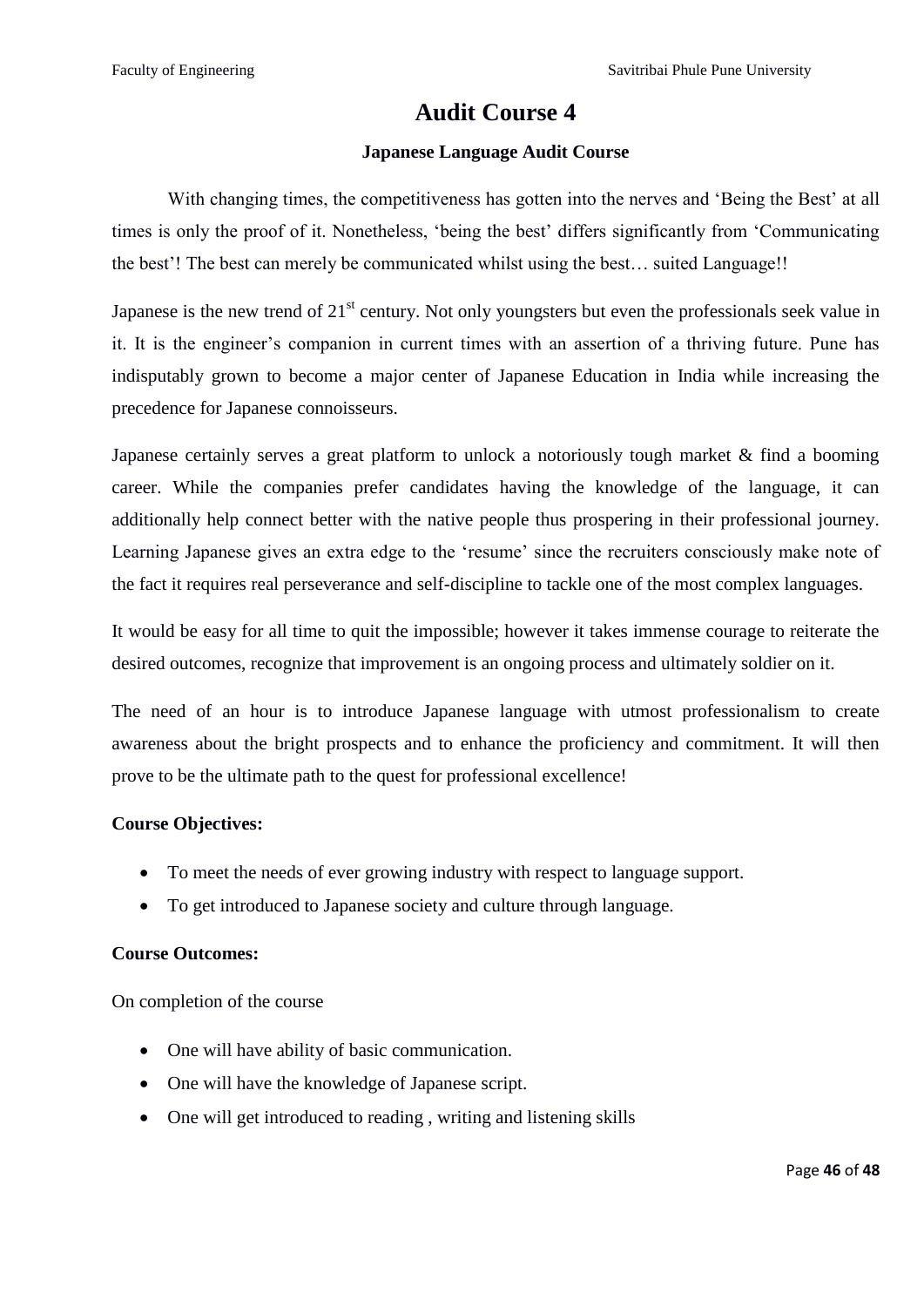# Audit Course 4

### Japanese Language Audit Course

With changing times, the competitiveness has gotten into the nerves and 'Being the Best' at all times is only the proof of it. Nonetheless, 'being the best' differs significantly from 'Communicating the best'! The best can merely be communicated whilst using the best… suited Language!!

Japanese is the new trend of 21st century. Not only youngsters but even the professionals seek value in it. It is the engineer's companion in current times with an assertion of a thriving future. Pune has indisputably grown to become a major center of Japanese Education in India while increasing the precedence for Japanese connoisseurs.

Japanese certainly serves a great platform to unlock a notoriously tough market & find a booming career. While the companies prefer candidates having the knowledge of the language, it can additionally help connect better with the native people thus prospering in their professional journey. Learning Japanese gives an extra edge to the 'resume' since the recruiters consciously make note of the fact it requires real perseverance and self-discipline to tackle one of the most complex languages.

It would be easy for all time to quit the impossible; however it takes immense courage to reiterate the desired outcomes, recognize that improvement is an ongoing process and ultimately soldier on it.

The need of an hour is to introduce Japanese language with utmost professionalism to create awareness about the bright prospects and to enhance the proficiency and commitment. It will then prove to be the ultimate path to the quest for professional excellence!

**Course Objectives:**

- To meet the needs of ever growing industry with respect to language support.
- To get introduced to Japanese society and culture through language.

**Course Outcomes:**

On completion of the course

- One will have ability of basic communication.
- One will have the knowledge of Japanese script.
- One will get introduced to reading , writing and listening skills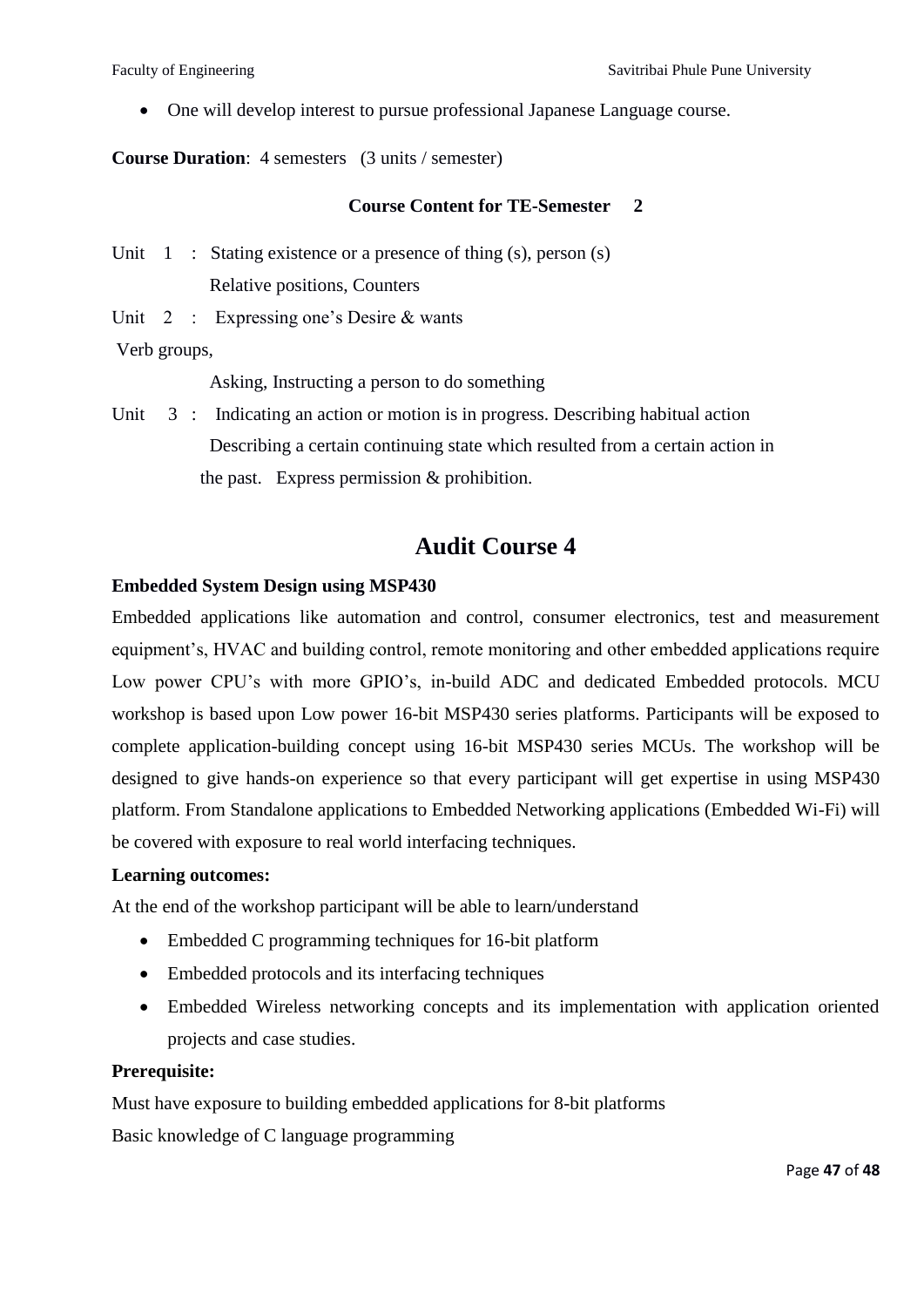- One will develop interest to pursue professional Japanese Language course.

**Course Duration**: 4 semesters (3 units / semester)

**Course Content for TE-Semester 2**

Unit 1 : Stating existence or a presence of thing (s), person (s)
Relative positions, Counters

Unit 2 : Expressing one's Desire & wants
Verb groups,
Asking, Instructing a person to do something

Unit 3 : Indicating an action or motion is in progress. Describing habitual action
Describing a certain continuing state which resulted from a certain action in the past. Express permission & prohibition.

# Audit Course 4

**Embedded System Design using MSP430**

Embedded applications like automation and control, consumer electronics, test and measurement equipment's, HVAC and building control, remote monitoring and other embedded applications require Low power CPU's with more GPIO's, in-build ADC and dedicated Embedded protocols. MCU workshop is based upon Low power 16-bit MSP430 series platforms. Participants will be exposed to complete application-building concept using 16-bit MSP430 series MCUs. The workshop will be designed to give hands-on experience so that every participant will get expertise in using MSP430 platform. From Standalone applications to Embedded Networking applications (Embedded Wi-Fi) will be covered with exposure to real world interfacing techniques.

**Learning outcomes:**

At the end of the workshop participant will be able to learn/understand

- Embedded C programming techniques for 16-bit platform
- Embedded protocols and its interfacing techniques
- Embedded Wireless networking concepts and its implementation with application oriented projects and case studies.

**Prerequisite:**

Must have exposure to building embedded applications for 8-bit platforms

Basic knowledge of C language programming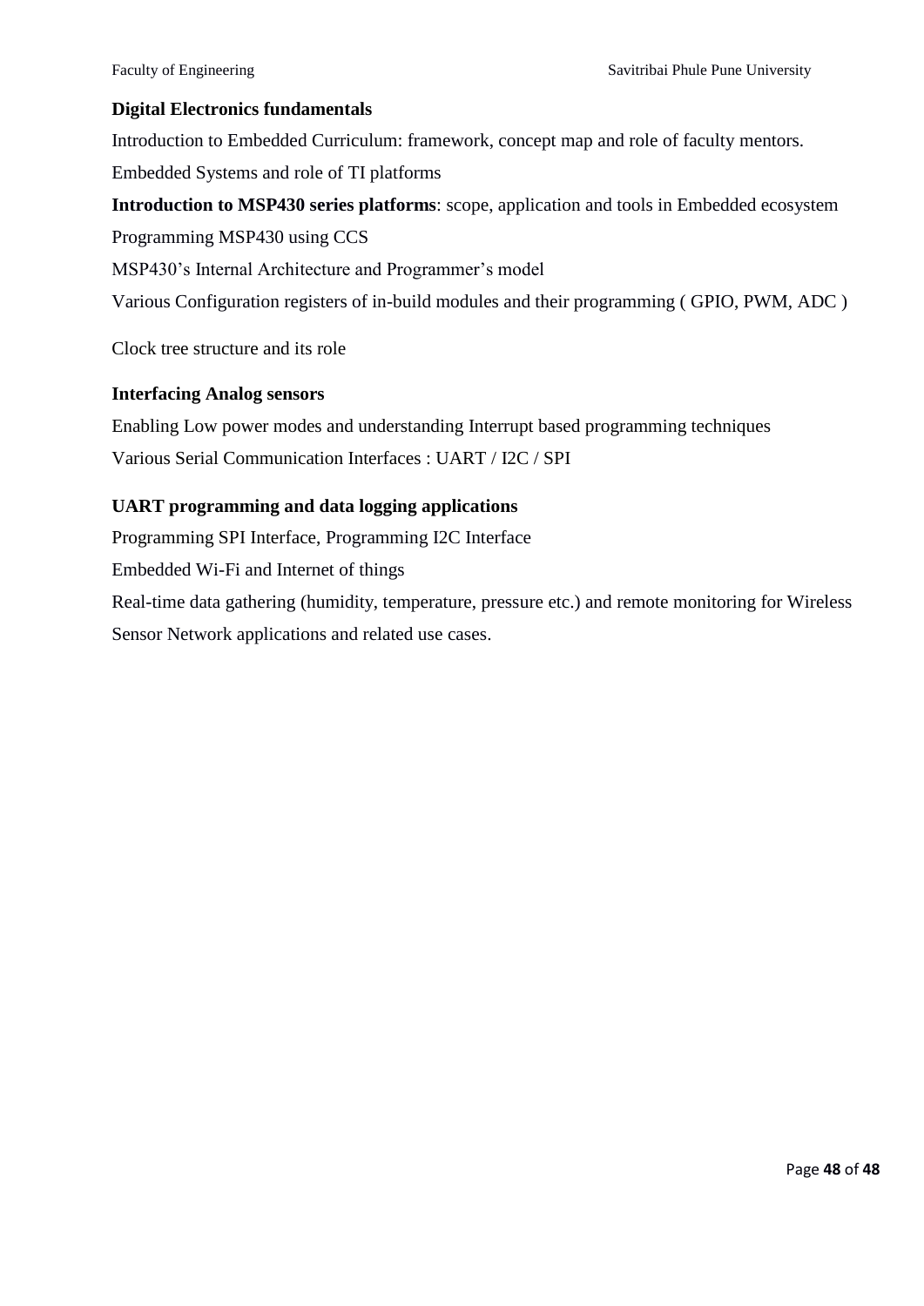**Digital Electronics fundamentals**

Introduction to Embedded Curriculum: framework, concept map and role of faculty mentors.

Embedded Systems and role of TI platforms

**Introduction to MSP430 series platforms**: scope, application and tools in Embedded ecosystem

Programming MSP430 using CCS

MSP430's Internal Architecture and Programmer's model

Various Configuration registers of in-build modules and their programming ( GPIO, PWM, ADC )

Clock tree structure and its role

**Interfacing Analog sensors**

Enabling Low power modes and understanding Interrupt based programming techniques

Various Serial Communication Interfaces : UART / I2C / SPI

**UART programming and data logging applications**

Programming SPI Interface, Programming I2C Interface

Embedded Wi-Fi and Internet of things

Real-time data gathering (humidity, temperature, pressure etc.) and remote monitoring for Wireless Sensor Network applications and related use cases.